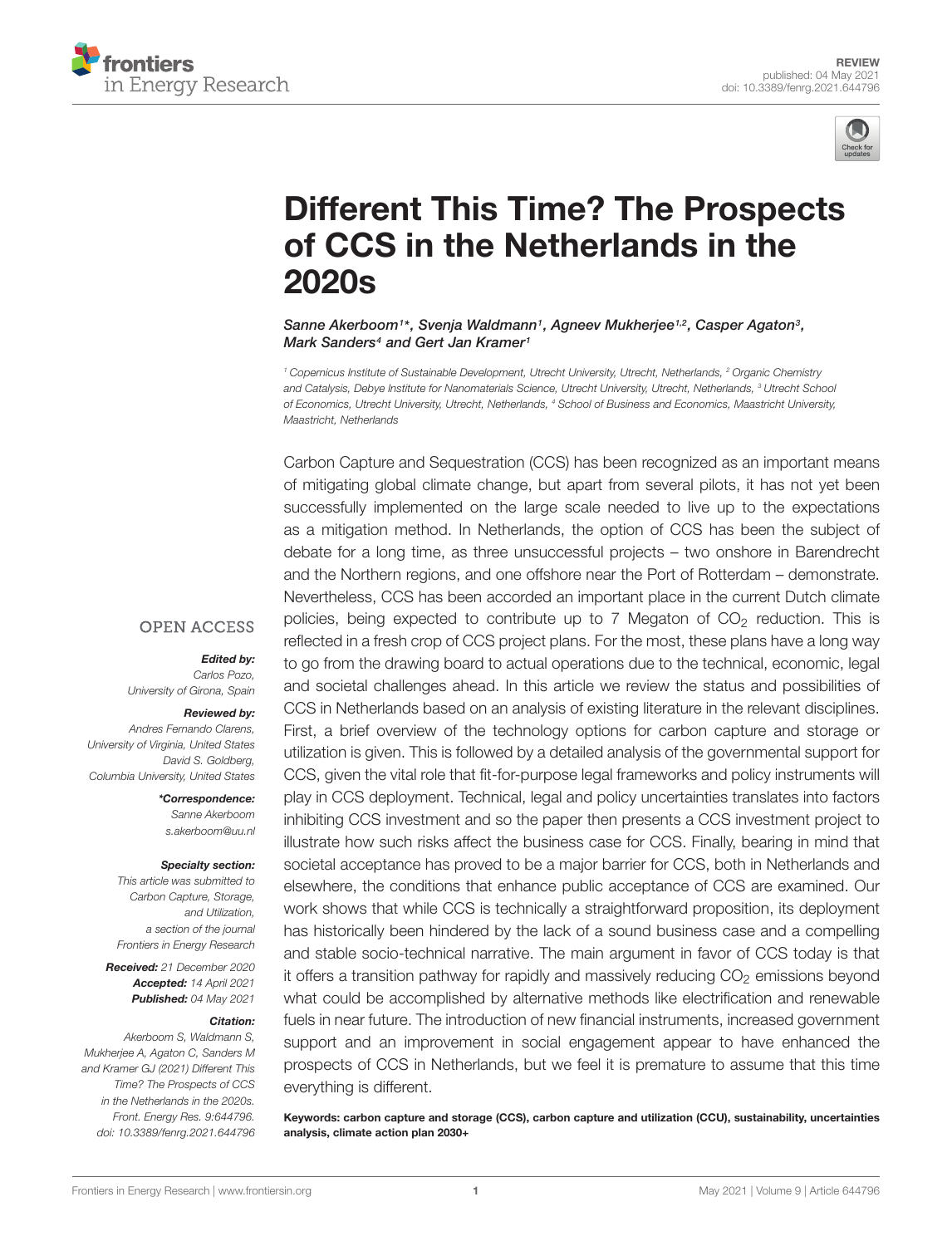REVIEW
published: 04 May 2021
doi: 10.3389/fenrg.2021.644796

# Different This Time? The Prospects of CCS in the Netherlands in the 2020s

*Sanne Akerboom[1]\*, Svenja Waldmann[1], Agneev Mukherjee[1,2], Casper Agaton[3], Mark Sanders[4] and Gert Jan Kramer[1]*

[1] Copernicus Institute of Sustainable Development, Utrecht University, Utrecht, Netherlands, [2] Organic Chemistry and Catalysis, Debye Institute for Nanomaterials Science, Utrecht University, Utrecht, Netherlands, [3] Utrecht School of Economics, Utrecht University, Utrecht, Netherlands, [4] School of Business and Economics, Maastricht University, Maastricht, Netherlands

Carbon Capture and Sequestration (CCS) has been recognized as an important means of mitigating global climate change, but apart from several pilots, it has not yet been successfully implemented on the large scale needed to live up to the expectations as a mitigation method. In Netherlands, the option of CCS has been the subject of debate for a long time, as three unsuccessful projects – two onshore in Barendrecht and the Northern regions, and one offshore near the Port of Rotterdam – demonstrate. Nevertheless, CCS has been accorded an important place in the current Dutch climate policies, being expected to contribute up to 7 Megaton of $CO_2$ reduction. This is reflected in a fresh crop of CCS project plans. For the most, these plans have a long way to go from the drawing board to actual operations due to the technical, economic, legal and societal challenges ahead. In this article we review the status and possibilities of CCS in Netherlands based on an analysis of existing literature in the relevant disciplines. First, a brief overview of the technology options for carbon capture and storage or utilization is given. This is followed by a detailed analysis of the governmental support for CCS, given the vital role that fit-for-purpose legal frameworks and policy instruments will play in CCS deployment. Technical, legal and policy uncertainties translates into factors inhibiting CCS investment and so the paper then presents a CCS investment project to illustrate how such risks affect the business case for CCS. Finally, bearing in mind that societal acceptance has proved to be a major barrier for CCS, both in Netherlands and elsewhere, the conditions that enhance public acceptance of CCS are examined. Our work shows that while CCS is technically a straightforward proposition, its deployment has historically been hindered by the lack of a sound business case and a compelling and stable socio-technical narrative. The main argument in favor of CCS today is that it offers a transition pathway for rapidly and massively reducing $CO_2$ emissions beyond what could be accomplished by alternative methods like electrification and renewable fuels in near future. The introduction of new financial instruments, increased government support and an improvement in social engagement appear to have enhanced the prospects of CCS in Netherlands, but we feel it is premature to assume that this time everything is different.

**Keywords: carbon capture and storage (CCS), carbon capture and utilization (CCU), sustainability, uncertainties analysis, climate action plan 2030+**

OPEN ACCESS

***Edited by:***
Carlos Pozo,
University of Girona, Spain

***Reviewed by:***
Andres Fernando Clarens,
University of Virginia, United States
David S. Goldberg,
Columbia University, United States

***\*Correspondence:***
Sanne Akerboom
s.akerboom@uu.nl

***Specialty section:***
This article was submitted to Carbon Capture, Storage, and Utilization, a section of the journal Frontiers in Energy Research

***Received:*** 21 December 2020
***Accepted:*** 14 April 2021
***Published:*** 04 May 2021

***Citation:***
Akerboom S, Waldmann S, Mukherjee A, Agaton C, Sanders M and Kramer GJ (2021) Different This Time? The Prospects of CCS in the Netherlands in the 2020s. Front. Energy Res. 9:644796. doi: 10.3389/fenrg.2021.644796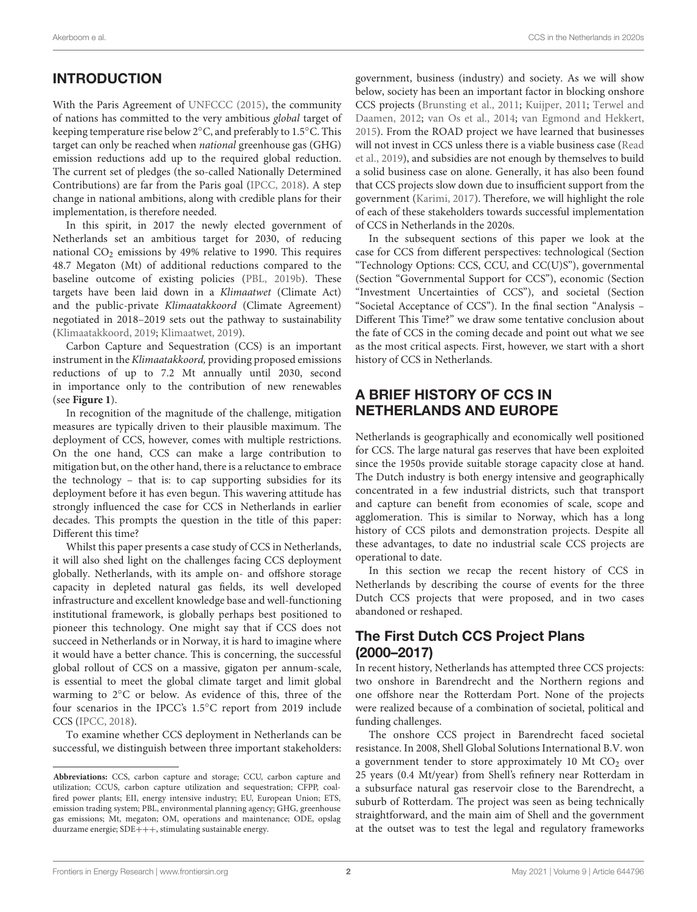## INTRODUCTION

With the Paris Agreement of UNFCCC (2015), the community of nations has committed to the very ambitious *global* target of keeping temperature rise below 2°C, and preferably to 1.5°C. This target can only be reached when *national* greenhouse gas (GHG) emission reductions add up to the required global reduction. The current set of pledges (the so-called Nationally Determined Contributions) are far from the Paris goal (IPCC, 2018). A step change in national ambitions, along with credible plans for their implementation, is therefore needed.

In this spirit, in 2017 the newly elected government of Netherlands set an ambitious target for 2030, of reducing national $CO_2$ emissions by 49% relative to 1990. This requires 48.7 Megaton (Mt) of additional reductions compared to the baseline outcome of existing policies (PBL, 2019b). These targets have been laid down in a *Klimaatwet* (Climate Act) and the public-private *Klimaatakkoord* (Climate Agreement) negotiated in 2018–2019 sets out the pathway to sustainability (Klimaatakkoord, 2019; Klimaatwet, 2019).

Carbon Capture and Sequestration (CCS) is an important instrument in the *Klimaatakkoord,* providing proposed emissions reductions of up to 7.2 Mt annually until 2030, second in importance only to the contribution of new renewables (see **Figure 1**).

In recognition of the magnitude of the challenge, mitigation measures are typically driven to their plausible maximum. The deployment of CCS, however, comes with multiple restrictions. On the one hand, CCS can make a large contribution to mitigation but, on the other hand, there is a reluctance to embrace the technology – that is: to cap supporting subsidies for its deployment before it has even begun. This wavering attitude has strongly influenced the case for CCS in Netherlands in earlier decades. This prompts the question in the title of this paper: Different this time?

Whilst this paper presents a case study of CCS in Netherlands, it will also shed light on the challenges facing CCS deployment globally. Netherlands, with its ample on- and offshore storage capacity in depleted natural gas fields, its well developed infrastructure and excellent knowledge base and well-functioning institutional framework, is globally perhaps best positioned to pioneer this technology. One might say that if CCS does not succeed in Netherlands or in Norway, it is hard to imagine where it would have a better chance. This is concerning, the successful global rollout of CCS on a massive, gigaton per annum-scale, is essential to meet the global climate target and limit global warming to 2°C or below. As evidence of this, three of the four scenarios in the IPCC's 1.5°C report from 2019 include CCS (IPCC, 2018).

To examine whether CCS deployment in Netherlands can be successful, we distinguish between three important stakeholders: government, business (industry) and society. As we will show below, society has been an important factor in blocking onshore CCS projects (Brunsting et al., 2011; Kuijper, 2011; Terwel and Daamen, 2012; van Os et al., 2014; van Egmond and Hekkert, 2015). From the ROAD project we have learned that businesses will not invest in CCS unless there is a viable business case (Read et al., 2019), and subsidies are not enough by themselves to build a solid business case on alone. Generally, it has also been found that CCS projects slow down due to insufficient support from the government (Karimi, 2017). Therefore, we will highlight the role of each of these stakeholders towards successful implementation of CCS in Netherlands in the 2020s.

In the subsequent sections of this paper we look at the case for CCS from different perspectives: technological (Section "Technology Options: CCS, CCU, and CC(U)S"), governmental (Section "Governmental Support for CCS"), economic (Section "Investment Uncertainties of CCS"), and societal (Section "Societal Acceptance of CCS"). In the final section "Analysis – Different This Time?" we draw some tentative conclusion about the fate of CCS in the coming decade and point out what we see as the most critical aspects. First, however, we start with a short history of CCS in Netherlands.

## A BRIEF HISTORY OF CCS IN NETHERLANDS AND EUROPE

Netherlands is geographically and economically well positioned for CCS. The large natural gas reserves that have been exploited since the 1950s provide suitable storage capacity close at hand. The Dutch industry is both energy intensive and geographically concentrated in a few industrial districts, such that transport and capture can benefit from economies of scale, scope and agglomeration. This is similar to Norway, which has a long history of CCS pilots and demonstration projects. Despite all these advantages, to date no industrial scale CCS projects are operational to date.

In this section we recap the recent history of CCS in Netherlands by describing the course of events for the three Dutch CCS projects that were proposed, and in two cases abandoned or reshaped.

### The First Dutch CCS Project Plans (2000–2017)

In recent history, Netherlands has attempted three CCS projects: two onshore in Barendrecht and the Northern regions and one offshore near the Rotterdam Port. None of the projects were realized because of a combination of societal, political and funding challenges.

The onshore CCS project in Barendrecht faced societal resistance. In 2008, Shell Global Solutions International B.V. won a government tender to store approximately 10 Mt $CO_2$ over 25 years (0.4 Mt/year) from Shell's refinery near Rotterdam in a subsurface natural gas reservoir close to the Barendrecht, a suburb of Rotterdam. The project was seen as being technically straightforward, and the main aim of Shell and the government at the outset was to test the legal and regulatory frameworks

**Abbreviations:** CCS, carbon capture and storage; CCU, carbon capture and utilization; CCUS, carbon capture utilization and sequestration; CFPP, coal-fired power plants; EII, energy intensive industry; EU, European Union; ETS, emission trading system; PBL, environmental planning agency; GHG, greenhouse gas emissions; Mt, megaton; OM, operations and maintenance; ODE, opslag duurzame energie; SDE+++, stimulating sustainable energy.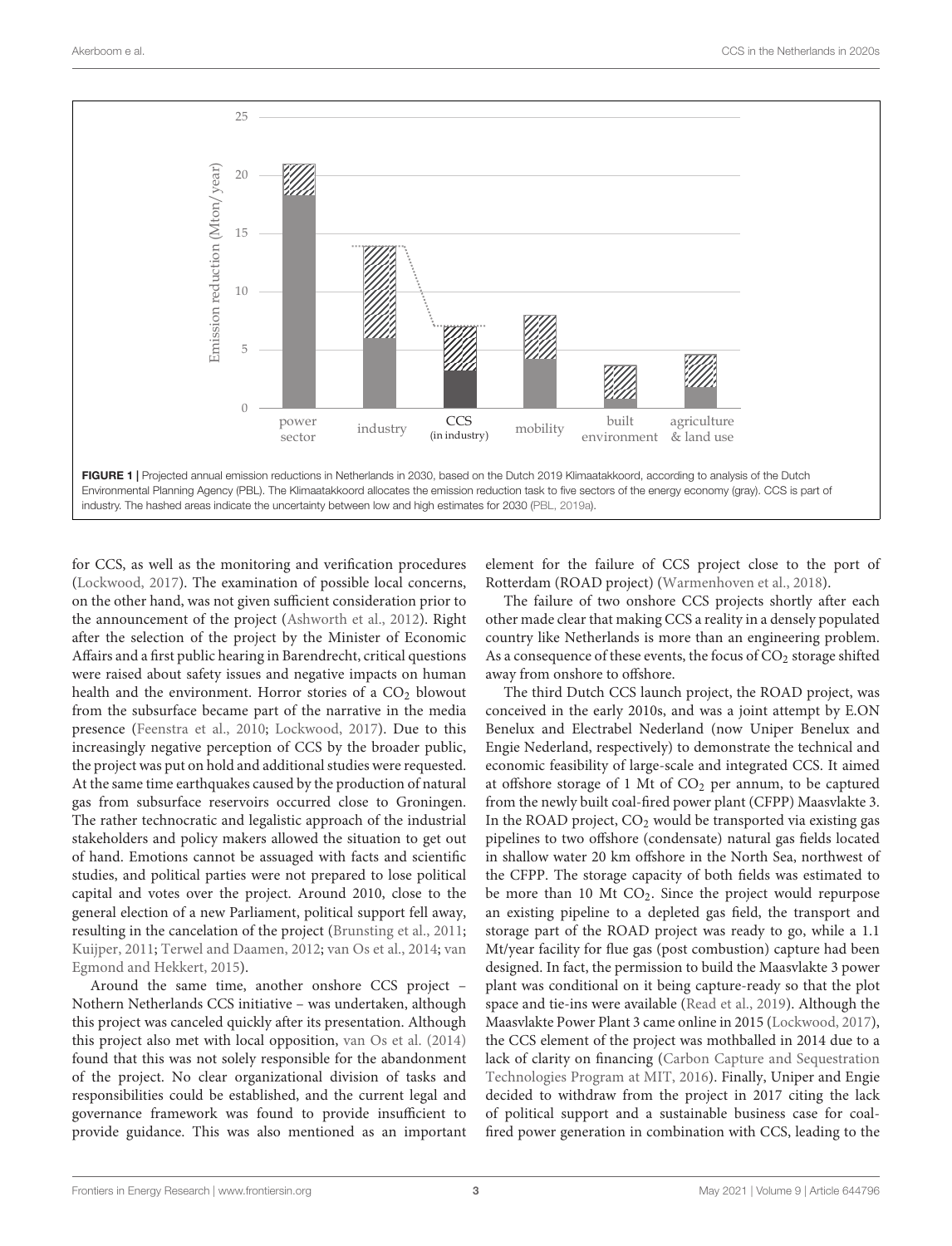FIGURE 1 | Projected annual emission reductions in Netherlands in 2030, based on the Dutch 2019 Klimaatakkoord, according to analysis of the Dutch Environmental Planning Agency (PBL). The Klimaatakkoord allocates the emission reduction task to five sectors of the energy economy (gray). CCS is part of industry. The hashed areas indicate the uncertainty between low and high estimates for 2030 (PBL, 2019a).

for CCS, as well as the monitoring and verification procedures (Lockwood, 2017). The examination of possible local concerns, on the other hand, was not given sufficient consideration prior to the announcement of the project (Ashworth et al., 2012). Right after the selection of the project by the Minister of Economic Affairs and a first public hearing in Barendrecht, critical questions were raised about safety issues and negative impacts on human health and the environment. Horror stories of a $CO_2$ blowout from the subsurface became part of the narrative in the media presence (Feenstra et al., 2010; Lockwood, 2017). Due to this increasingly negative perception of CCS by the broader public, the project was put on hold and additional studies were requested. At the same time earthquakes caused by the production of natural gas from subsurface reservoirs occurred close to Groningen. The rather technocratic and legalistic approach of the industrial stakeholders and policy makers allowed the situation to get out of hand. Emotions cannot be assuaged with facts and scientific studies, and political parties were not prepared to lose political capital and votes over the project. Around 2010, close to the general election of a new Parliament, political support fell away, resulting in the cancelation of the project (Brunsting et al., 2011; Kuijper, 2011; Terwel and Daamen, 2012; van Os et al., 2014; van Egmond and Hekkert, 2015).

Around the same time, another onshore CCS project – Nothern Netherlands CCS initiative – was undertaken, although this project was canceled quickly after its presentation. Although this project also met with local opposition, van Os et al. (2014) found that this was not solely responsible for the abandonment of the project. No clear organizational division of tasks and responsibilities could be established, and the current legal and governance framework was found to provide insufficient to provide guidance. This was also mentioned as an important element for the failure of CCS project close to the port of Rotterdam (ROAD project) (Warmenhoven et al., 2018).

The failure of two onshore CCS projects shortly after each other made clear that making CCS a reality in a densely populated country like Netherlands is more than an engineering problem. As a consequence of these events, the focus of $CO_2$ storage shifted away from onshore to offshore.

The third Dutch CCS launch project, the ROAD project, was conceived in the early 2010s, and was a joint attempt by E.ON Benelux and Electrabel Nederland (now Uniper Benelux and Engie Nederland, respectively) to demonstrate the technical and economic feasibility of large-scale and integrated CCS. It aimed at offshore storage of 1 Mt of $CO_2$ per annum, to be captured from the newly built coal-fired power plant (CFPP) Maasvlakte 3. In the ROAD project, $CO_2$ would be transported via existing gas pipelines to two offshore (condensate) natural gas fields located in shallow water 20 km offshore in the North Sea, northwest of the CFPP. The storage capacity of both fields was estimated to be more than 10 Mt $CO_2$. Since the project would repurpose an existing pipeline to a depleted gas field, the transport and storage part of the ROAD project was ready to go, while a 1.1 Mt/year facility for flue gas (post combustion) capture had been designed. In fact, the permission to build the Maasvlakte 3 power plant was conditional on it being capture-ready so that the plot space and tie-ins were available (Read et al., 2019). Although the Maasvlakte Power Plant 3 came online in 2015 (Lockwood, 2017), the CCS element of the project was mothballed in 2014 due to a lack of clarity on financing (Carbon Capture and Sequestration Technologies Program at MIT, 2016). Finally, Uniper and Engie decided to withdraw from the project in 2017 citing the lack of political support and a sustainable business case for coal-fired power generation in combination with CCS, leading to the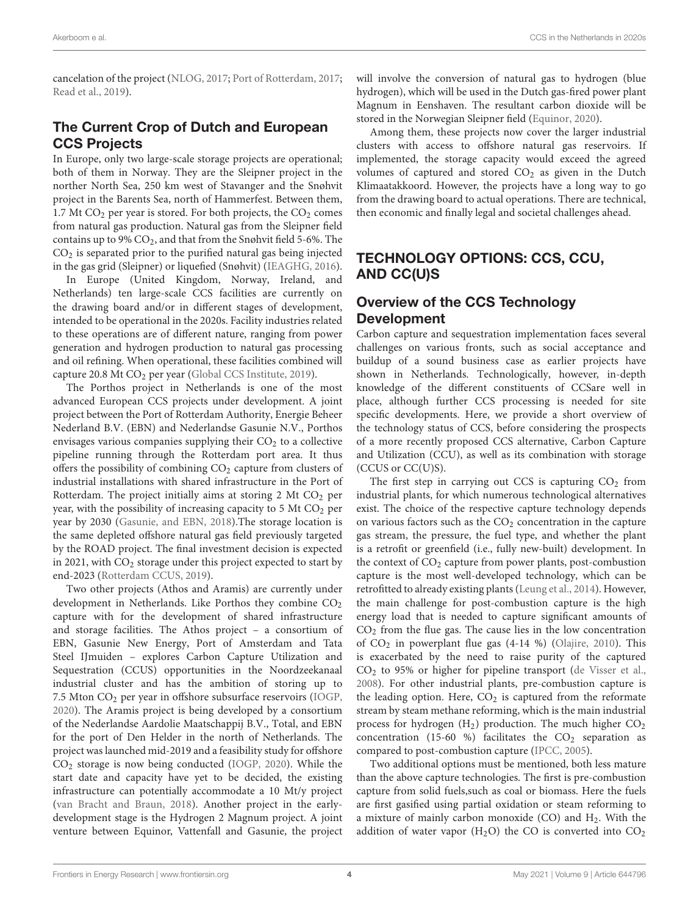cancelation of the project (NLOG, 2017; Port of Rotterdam, 2017; Read et al., 2019).

## The Current Crop of Dutch and European CCS Projects

In Europe, only two large-scale storage projects are operational; both of them in Norway. They are the Sleipner project in the norther North Sea, 250 km west of Stavanger and the Snøhvit project in the Barents Sea, north of Hammerfest. Between them, 1.7 Mt $CO_2$ per year is stored. For both projects, the $CO_2$ comes from natural gas production. Natural gas from the Sleipner field contains up to 9% $CO_2$, and that from the Snøhvit field 5-6%. The $CO_2$ is separated prior to the purified natural gas being injected in the gas grid (Sleipner) or liquefied (Snøhvit) (IEAGHG, 2016).

In Europe (United Kingdom, Norway, Ireland, and Netherlands) ten large-scale CCS facilities are currently on the drawing board and/or in different stages of development, intended to be operational in the 2020s. Facility industries related to these operations are of different nature, ranging from power generation and hydrogen production to natural gas processing and oil refining. When operational, these facilities combined will capture 20.8 Mt $CO_2$ per year (Global CCS Institute, 2019).

The Porthos project in Netherlands is one of the most advanced European CCS projects under development. A joint project between the Port of Rotterdam Authority, Energie Beheer Nederland B.V. (EBN) and Nederlandse Gasunie N.V., Porthos envisages various companies supplying their $CO_2$ to a collective pipeline running through the Rotterdam port area. It thus offers the possibility of combining $CO_2$ capture from clusters of industrial installations with shared infrastructure in the Port of Rotterdam. The project initially aims at storing 2 Mt $CO_2$ per year, with the possibility of increasing capacity to 5 Mt $CO_2$ per year by 2030 (Gasunie, and EBN, 2018).The storage location is the same depleted offshore natural gas field previously targeted by the ROAD project. The final investment decision is expected in 2021, with $CO_2$ storage under this project expected to start by end-2023 (Rotterdam CCUS, 2019).

Two other projects (Athos and Aramis) are currently under development in Netherlands. Like Porthos they combine $CO_2$ capture with for the development of shared infrastructure and storage facilities. The Athos project – a consortium of EBN, Gasunie New Energy, Port of Amsterdam and Tata Steel IJmuiden – explores Carbon Capture Utilization and Sequestration (CCUS) opportunities in the Noordzeekanaal industrial cluster and has the ambition of storing up to 7.5 Mton $CO_2$ per year in offshore subsurface reservoirs (IOGP, 2020). The Aramis project is being developed by a consortium of the Nederlandse Aardolie Maatschappij B.V., Total, and EBN for the port of Den Helder in the north of Netherlands. The project was launched mid-2019 and a feasibility study for offshore $CO_2$ storage is now being conducted (IOGP, 2020). While the start date and capacity have yet to be decided, the existing infrastructure can potentially accommodate a 10 Mt/y project (van Bracht and Braun, 2018). Another project in the early-development stage is the Hydrogen 2 Magnum project. A joint venture between Equinor, Vattenfall and Gasunie, the project will involve the conversion of natural gas to hydrogen (blue hydrogen), which will be used in the Dutch gas-fired power plant Magnum in Eenshaven. The resultant carbon dioxide will be stored in the Norwegian Sleipner field (Equinor, 2020).

Among them, these projects now cover the larger industrial clusters with access to offshore natural gas reservoirs. If implemented, the storage capacity would exceed the agreed volumes of captured and stored $CO_2$ as given in the Dutch Klimaatakkoord. However, the projects have a long way to go from the drawing board to actual operations. There are technical, then economic and finally legal and societal challenges ahead.

# TECHNOLOGY OPTIONS: CCS, CCU, AND CC(U)S

## Overview of the CCS Technology Development

Carbon capture and sequestration implementation faces several challenges on various fronts, such as social acceptance and buildup of a sound business case as earlier projects have shown in Netherlands. Technologically, however, in-depth knowledge of the different constituents of CCSare well in place, although further CCS processing is needed for site specific developments. Here, we provide a short overview of the technology status of CCS, before considering the prospects of a more recently proposed CCS alternative, Carbon Capture and Utilization (CCU), as well as its combination with storage (CCUS or CC(U)S).

The first step in carrying out CCS is capturing $CO_2$ from industrial plants, for which numerous technological alternatives exist. The choice of the respective capture technology depends on various factors such as the $CO_2$ concentration in the capture gas stream, the pressure, the fuel type, and whether the plant is a retrofit or greenfield (i.e., fully new-built) development. In the context of $CO_2$ capture from power plants, post-combustion capture is the most well-developed technology, which can be retrofitted to already existing plants (Leung et al., 2014). However, the main challenge for post-combustion capture is the high energy load that is needed to capture significant amounts of $CO_2$ from the flue gas. The cause lies in the low concentration of $CO_2$ in powerplant flue gas (4-14 %) (Olajire, 2010). This is exacerbated by the need to raise purity of the captured $CO_2$ to 95% or higher for pipeline transport (de Visser et al., 2008). For other industrial plants, pre-combustion capture is the leading option. Here, $CO_2$ is captured from the reformate stream by steam methane reforming, which is the main industrial process for hydrogen ($H_2$) production. The much higher $CO_2$ concentration (15-60 %) facilitates the $CO_2$ separation as compared to post-combustion capture (IPCC, 2005).

Two additional options must be mentioned, both less mature than the above capture technologies. The first is pre-combustion capture from solid fuels,such as coal or biomass. Here the fuels are first gasified using partial oxidation or steam reforming to a mixture of mainly carbon monoxide (CO) and $H_2$. With the addition of water vapor ($H_2O$) the CO is converted into $CO_2$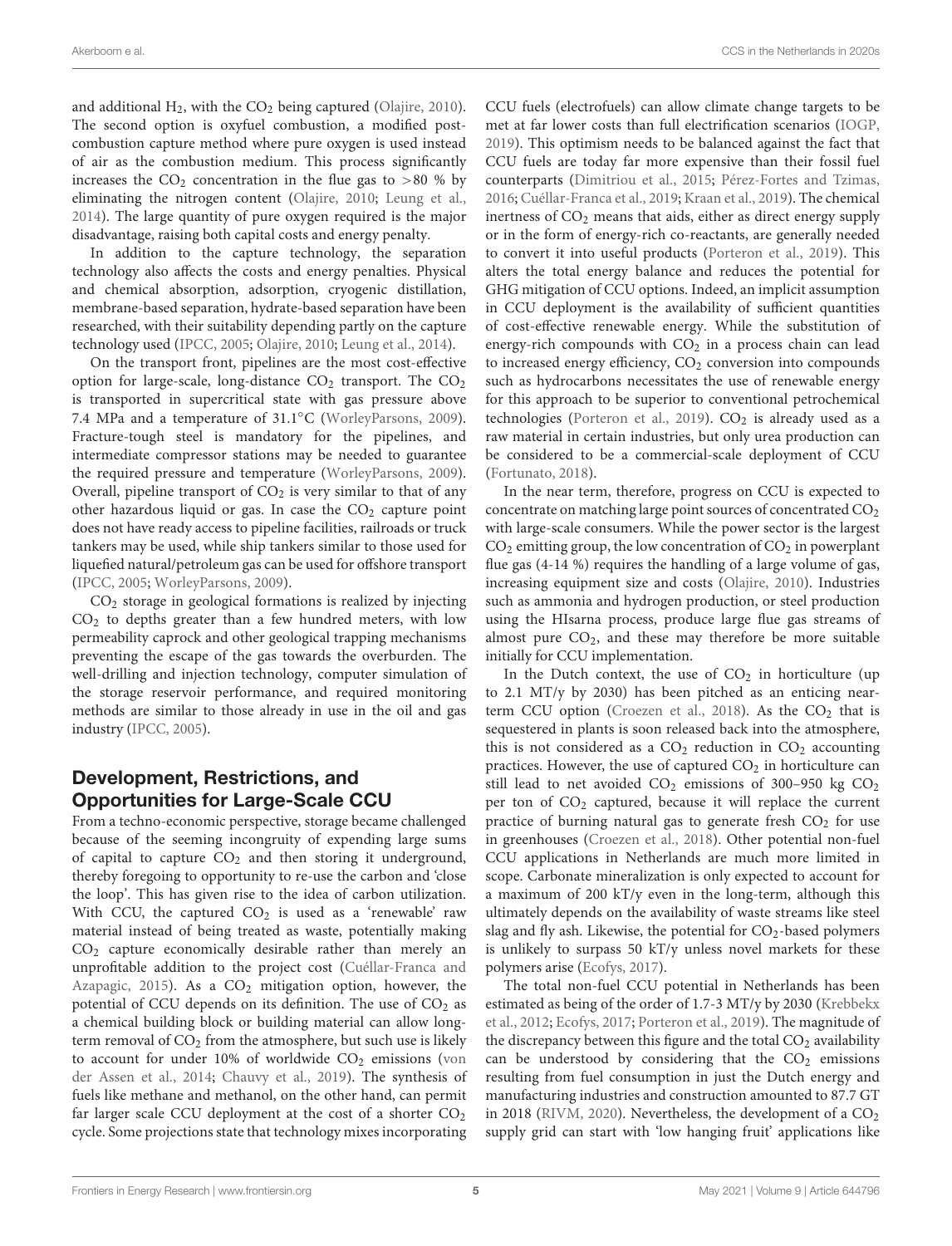and additional $H_2$, with the $CO_2$ being captured (Olajire, 2010). The second option is oxyfuel combustion, a modified post-combustion capture method where pure oxygen is used instead of air as the combustion medium. This process significantly increases the $CO_2$ concentration in the flue gas to >80 % by eliminating the nitrogen content (Olajire, 2010; Leung et al., 2014). The large quantity of pure oxygen required is the major disadvantage, raising both capital costs and energy penalty.

In addition to the capture technology, the separation technology also affects the costs and energy penalties. Physical and chemical absorption, adsorption, cryogenic distillation, membrane-based separation, hydrate-based separation have been researched, with their suitability depending partly on the capture technology used (IPCC, 2005; Olajire, 2010; Leung et al., 2014).

On the transport front, pipelines are the most cost-effective option for large-scale, long-distance $CO_2$ transport. The $CO_2$ is transported in supercritical state with gas pressure above 7.4 MPa and a temperature of 31.1°C (WorleyParsons, 2009). Fracture-tough steel is mandatory for the pipelines, and intermediate compressor stations may be needed to guarantee the required pressure and temperature (WorleyParsons, 2009). Overall, pipeline transport of $CO_2$ is very similar to that of any other hazardous liquid or gas. In case the $CO_2$ capture point does not have ready access to pipeline facilities, railroads or truck tankers may be used, while ship tankers similar to those used for liquefied natural/petroleum gas can be used for offshore transport (IPCC, 2005; WorleyParsons, 2009).

$CO_2$ storage in geological formations is realized by injecting $CO_2$ to depths greater than a few hundred meters, with low permeability caprock and other geological trapping mechanisms preventing the escape of the gas towards the overburden. The well-drilling and injection technology, computer simulation of the storage reservoir performance, and required monitoring methods are similar to those already in use in the oil and gas industry (IPCC, 2005).

## Development, Restrictions, and Opportunities for Large-Scale CCU

From a techno-economic perspective, storage became challenged because of the seeming incongruity of expending large sums of capital to capture $CO_2$ and then storing it underground, thereby foregoing to opportunity to re-use the carbon and 'close the loop'. This has given rise to the idea of carbon utilization. With CCU, the captured $CO_2$ is used as a 'renewable' raw material instead of being treated as waste, potentially making $CO_2$ capture economically desirable rather than merely an unprofitable addition to the project cost (Cuéllar-Franca and Azapagic, 2015). As a $CO_2$ mitigation option, however, the potential of CCU depends on its definition. The use of $CO_2$ as a chemical building block or building material can allow long-term removal of $CO_2$ from the atmosphere, but such use is likely to account for under 10% of worldwide $CO_2$ emissions (von der Assen et al., 2014; Chauvy et al., 2019). The synthesis of fuels like methane and methanol, on the other hand, can permit far larger scale CCU deployment at the cost of a shorter $CO_2$ cycle. Some projections state that technology mixes incorporating CCU fuels (electrofuels) can allow climate change targets to be met at far lower costs than full electrification scenarios (IOGP, 2019). This optimism needs to be balanced against the fact that CCU fuels are today far more expensive than their fossil fuel counterparts (Dimitriou et al., 2015; Pérez-Fortes and Tzimas, 2016; Cuéllar-Franca et al., 2019; Kraan et al., 2019). The chemical inertness of $CO_2$ means that aids, either as direct energy supply or in the form of energy-rich co-reactants, are generally needed to convert it into useful products (Porteron et al., 2019). This alters the total energy balance and reduces the potential for GHG mitigation of CCU options. Indeed, an implicit assumption in CCU deployment is the availability of sufficient quantities of cost-effective renewable energy. While the substitution of energy-rich compounds with $CO_2$ in a process chain can lead to increased energy efficiency, $CO_2$ conversion into compounds such as hydrocarbons necessitates the use of renewable energy for this approach to be superior to conventional petrochemical technologies (Porteron et al., 2019). $CO_2$ is already used as a raw material in certain industries, but only urea production can be considered to be a commercial-scale deployment of CCU (Fortunato, 2018).

In the near term, therefore, progress on CCU is expected to concentrate on matching large point sources of concentrated $CO_2$ with large-scale consumers. While the power sector is the largest $CO_2$ emitting group, the low concentration of $CO_2$ in powerplant flue gas (4-14 %) requires the handling of a large volume of gas, increasing equipment size and costs (Olajire, 2010). Industries such as ammonia and hydrogen production, or steel production using the HIsarna process, produce large flue gas streams of almost pure $CO_2$, and these may therefore be more suitable initially for CCU implementation.

In the Dutch context, the use of $CO_2$ in horticulture (up to 2.1 MT/y by 2030) has been pitched as an enticing near-term CCU option (Croezen et al., 2018). As the $CO_2$ that is sequestered in plants is soon released back into the atmosphere, this is not considered as a $CO_2$ reduction in $CO_2$ accounting practices. However, the use of captured $CO_2$ in horticulture can still lead to net avoided $CO_2$ emissions of 300–950 kg $CO_2$ per ton of $CO_2$ captured, because it will replace the current practice of burning natural gas to generate fresh $CO_2$ for use in greenhouses (Croezen et al., 2018). Other potential non-fuel CCU applications in Netherlands are much more limited in scope. Carbonate mineralization is only expected to account for a maximum of 200 kT/y even in the long-term, although this ultimately depends on the availability of waste streams like steel slag and fly ash. Likewise, the potential for $CO_2$-based polymers is unlikely to surpass 50 kT/y unless novel markets for these polymers arise (Ecofys, 2017).

The total non-fuel CCU potential in Netherlands has been estimated as being of the order of 1.7-3 MT/y by 2030 (Krebbekx et al., 2012; Ecofys, 2017; Porteron et al., 2019). The magnitude of the discrepancy between this figure and the total $CO_2$ availability can be understood by considering that the $CO_2$ emissions resulting from fuel consumption in just the Dutch energy and manufacturing industries and construction amounted to 87.7 GT in 2018 (RIVM, 2020). Nevertheless, the development of a $CO_2$ supply grid can start with 'low hanging fruit' applications like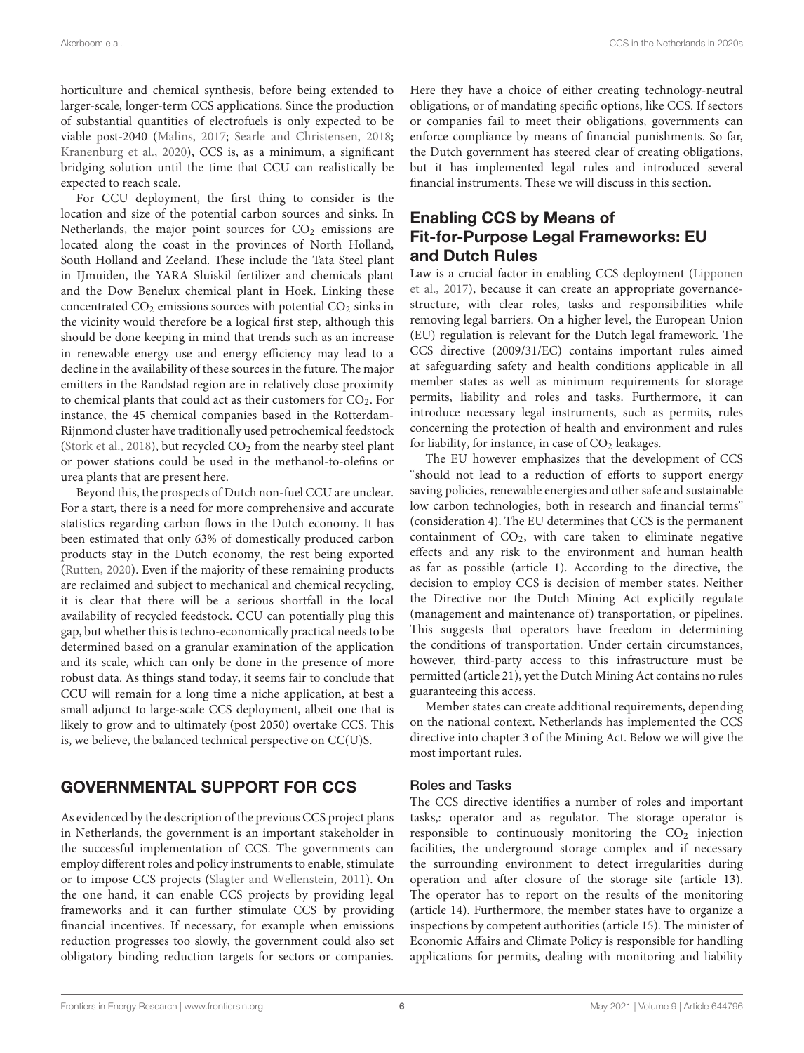horticulture and chemical synthesis, before being extended to larger-scale, longer-term CCS applications. Since the production of substantial quantities of electrofuels is only expected to be viable post-2040 (Malins, 2017; Searle and Christensen, 2018; Kranenburg et al., 2020), CCS is, as a minimum, a significant bridging solution until the time that CCU can realistically be expected to reach scale.

For CCU deployment, the first thing to consider is the location and size of the potential carbon sources and sinks. In Netherlands, the major point sources for $CO_2$ emissions are located along the coast in the provinces of North Holland, South Holland and Zeeland. These include the Tata Steel plant in IJmuiden, the YARA Sluiskil fertilizer and chemicals plant and the Dow Benelux chemical plant in Hoek. Linking these concentrated $CO_2$ emissions sources with potential $CO_2$ sinks in the vicinity would therefore be a logical first step, although this should be done keeping in mind that trends such as an increase in renewable energy use and energy efficiency may lead to a decline in the availability of these sources in the future. The major emitters in the Randstad region are in relatively close proximity to chemical plants that could act as their customers for $CO_2$. For instance, the 45 chemical companies based in the Rotterdam-Rijnmond cluster have traditionally used petrochemical feedstock (Stork et al., 2018), but recycled $CO_2$ from the nearby steel plant or power stations could be used in the methanol-to-olefins or urea plants that are present here.

Beyond this, the prospects of Dutch non-fuel CCU are unclear. For a start, there is a need for more comprehensive and accurate statistics regarding carbon flows in the Dutch economy. It has been estimated that only 63% of domestically produced carbon products stay in the Dutch economy, the rest being exported (Rutten, 2020). Even if the majority of these remaining products are reclaimed and subject to mechanical and chemical recycling, it is clear that there will be a serious shortfall in the local availability of recycled feedstock. CCU can potentially plug this gap, but whether this is techno-economically practical needs to be determined based on a granular examination of the application and its scale, which can only be done in the presence of more robust data. As things stand today, it seems fair to conclude that CCU will remain for a long time a niche application, at best a small adjunct to large-scale CCS deployment, albeit one that is likely to grow and to ultimately (post 2050) overtake CCS. This is, we believe, the balanced technical perspective on CC(U)S.

## GOVERNMENTAL SUPPORT FOR CCS

As evidenced by the description of the previous CCS project plans in Netherlands, the government is an important stakeholder in the successful implementation of CCS. The governments can employ different roles and policy instruments to enable, stimulate or to impose CCS projects (Slagter and Wellenstein, 2011). On the one hand, it can enable CCS projects by providing legal frameworks and it can further stimulate CCS by providing financial incentives. If necessary, for example when emissions reduction progresses too slowly, the government could also set obligatory binding reduction targets for sectors or companies. Here they have a choice of either creating technology-neutral obligations, or of mandating specific options, like CCS. If sectors or companies fail to meet their obligations, governments can enforce compliance by means of financial punishments. So far, the Dutch government has steered clear of creating obligations, but it has implemented legal rules and introduced several financial instruments. These we will discuss in this section.

### Enabling CCS by Means of Fit-for-Purpose Legal Frameworks: EU and Dutch Rules

Law is a crucial factor in enabling CCS deployment (Lipponen et al., 2017), because it can create an appropriate governance-structure, with clear roles, tasks and responsibilities while removing legal barriers. On a higher level, the European Union (EU) regulation is relevant for the Dutch legal framework. The CCS directive (2009/31/EC) contains important rules aimed at safeguarding safety and health conditions applicable in all member states as well as minimum requirements for storage permits, liability and roles and tasks. Furthermore, it can introduce necessary legal instruments, such as permits, rules concerning the protection of health and environment and rules for liability, for instance, in case of $CO_2$ leakages.

The EU however emphasizes that the development of CCS "should not lead to a reduction of efforts to support energy saving policies, renewable energies and other safe and sustainable low carbon technologies, both in research and financial terms" (consideration 4). The EU determines that CCS is the permanent containment of $CO_2$, with care taken to eliminate negative effects and any risk to the environment and human health as far as possible (article 1). According to the directive, the decision to employ CCS is decision of member states. Neither the Directive nor the Dutch Mining Act explicitly regulate (management and maintenance of) transportation, or pipelines. This suggests that operators have freedom in determining the conditions of transportation. Under certain circumstances, however, third-party access to this infrastructure must be permitted (article 21), yet the Dutch Mining Act contains no rules guaranteeing this access.

Member states can create additional requirements, depending on the national context. Netherlands has implemented the CCS directive into chapter 3 of the Mining Act. Below we will give the most important rules.

#### Roles and Tasks

The CCS directive identifies a number of roles and important tasks,: operator and as regulator. The storage operator is responsible to continuously monitoring the $CO_2$ injection facilities, the underground storage complex and if necessary the surrounding environment to detect irregularities during operation and after closure of the storage site (article 13). The operator has to report on the results of the monitoring (article 14). Furthermore, the member states have to organize a inspections by competent authorities (article 15). The minister of Economic Affairs and Climate Policy is responsible for handling applications for permits, dealing with monitoring and liability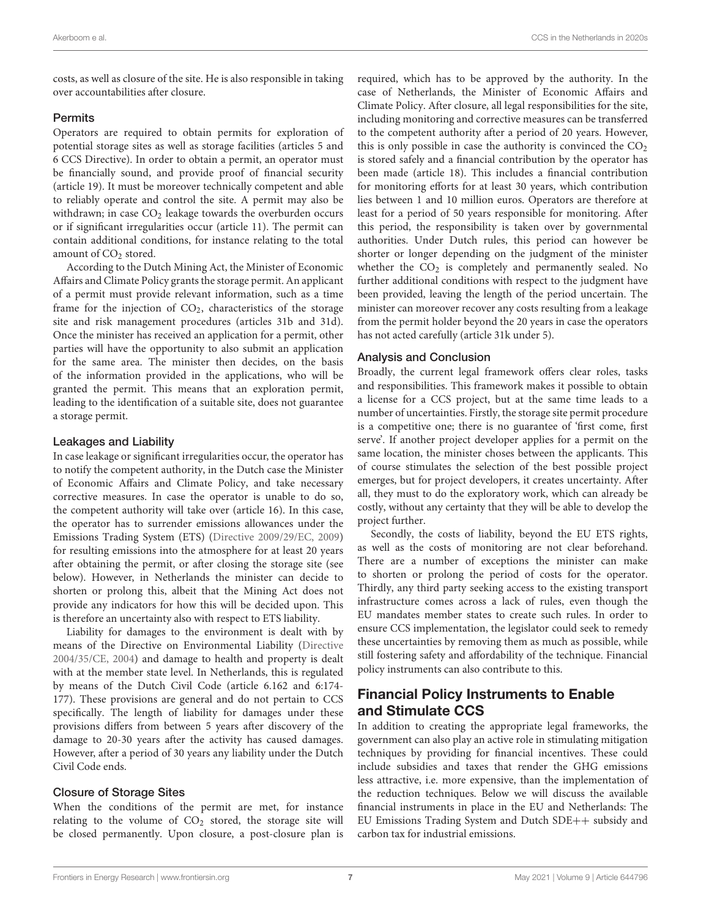costs, as well as closure of the site. He is also responsible in taking over accountabilities after closure.

### Permits

Operators are required to obtain permits for exploration of potential storage sites as well as storage facilities (articles 5 and 6 CCS Directive). In order to obtain a permit, an operator must be financially sound, and provide proof of financial security (article 19). It must be moreover technically competent and able to reliably operate and control the site. A permit may also be withdrawn; in case $CO_2$ leakage towards the overburden occurs or if significant irregularities occur (article 11). The permit can contain additional conditions, for instance relating to the total amount of $CO_2$ stored.

According to the Dutch Mining Act, the Minister of Economic Affairs and Climate Policy grants the storage permit. An applicant of a permit must provide relevant information, such as a time frame for the injection of $CO_2$, characteristics of the storage site and risk management procedures (articles 31b and 31d). Once the minister has received an application for a permit, other parties will have the opportunity to also submit an application for the same area. The minister then decides, on the basis of the information provided in the applications, who will be granted the permit. This means that an exploration permit, leading to the identification of a suitable site, does not guarantee a storage permit.

### Leakages and Liability

In case leakage or significant irregularities occur, the operator has to notify the competent authority, in the Dutch case the Minister of Economic Affairs and Climate Policy, and take necessary corrective measures. In case the operator is unable to do so, the competent authority will take over (article 16). In this case, the operator has to surrender emissions allowances under the Emissions Trading System (ETS) (Directive 2009/29/EC, 2009) for resulting emissions into the atmosphere for at least 20 years after obtaining the permit, or after closing the storage site (see below). However, in Netherlands the minister can decide to shorten or prolong this, albeit that the Mining Act does not provide any indicators for how this will be decided upon. This is therefore an uncertainty also with respect to ETS liability.

Liability for damages to the environment is dealt with by means of the Directive on Environmental Liability (Directive 2004/35/CE, 2004) and damage to health and property is dealt with at the member state level. In Netherlands, this is regulated by means of the Dutch Civil Code (article 6.162 and 6:174-177). These provisions are general and do not pertain to CCS specifically. The length of liability for damages under these provisions differs from between 5 years after discovery of the damage to 20-30 years after the activity has caused damages. However, after a period of 30 years any liability under the Dutch Civil Code ends.

### Closure of Storage Sites

When the conditions of the permit are met, for instance relating to the volume of $CO_2$ stored, the storage site will be closed permanently. Upon closure, a post-closure plan is required, which has to be approved by the authority. In the case of Netherlands, the Minister of Economic Affairs and Climate Policy. After closure, all legal responsibilities for the site, including monitoring and corrective measures can be transferred to the competent authority after a period of 20 years. However, this is only possible in case the authority is convinced the $CO_2$ is stored safely and a financial contribution by the operator has been made (article 18). This includes a financial contribution for monitoring efforts for at least 30 years, which contribution lies between 1 and 10 million euros. Operators are therefore at least for a period of 50 years responsible for monitoring. After this period, the responsibility is taken over by governmental authorities. Under Dutch rules, this period can however be shorter or longer depending on the judgment of the minister whether the $CO_2$ is completely and permanently sealed. No further additional conditions with respect to the judgment have been provided, leaving the length of the period uncertain. The minister can moreover recover any costs resulting from a leakage from the permit holder beyond the 20 years in case the operators has not acted carefully (article 31k under 5).

### Analysis and Conclusion

Broadly, the current legal framework offers clear roles, tasks and responsibilities. This framework makes it possible to obtain a license for a CCS project, but at the same time leads to a number of uncertainties. Firstly, the storage site permit procedure is a competitive one; there is no guarantee of 'first come, first serve'. If another project developer applies for a permit on the same location, the minister choses between the applicants. This of course stimulates the selection of the best possible project emerges, but for project developers, it creates uncertainty. After all, they must to do the exploratory work, which can already be costly, without any certainty that they will be able to develop the project further.

Secondly, the costs of liability, beyond the EU ETS rights, as well as the costs of monitoring are not clear beforehand. There are a number of exceptions the minister can make to shorten or prolong the period of costs for the operator. Thirdly, any third party seeking access to the existing transport infrastructure comes across a lack of rules, even though the EU mandates member states to create such rules. In order to ensure CCS implementation, the legislator could seek to remedy these uncertainties by removing them as much as possible, while still fostering safety and affordability of the technique. Financial policy instruments can also contribute to this.

## Financial Policy Instruments to Enable and Stimulate CCS

In addition to creating the appropriate legal frameworks, the government can also play an active role in stimulating mitigation techniques by providing for financial incentives. These could include subsidies and taxes that render the GHG emissions less attractive, i.e. more expensive, than the implementation of the reduction techniques. Below we will discuss the available financial instruments in place in the EU and Netherlands: The EU Emissions Trading System and Dutch SDE++ subsidy and carbon tax for industrial emissions.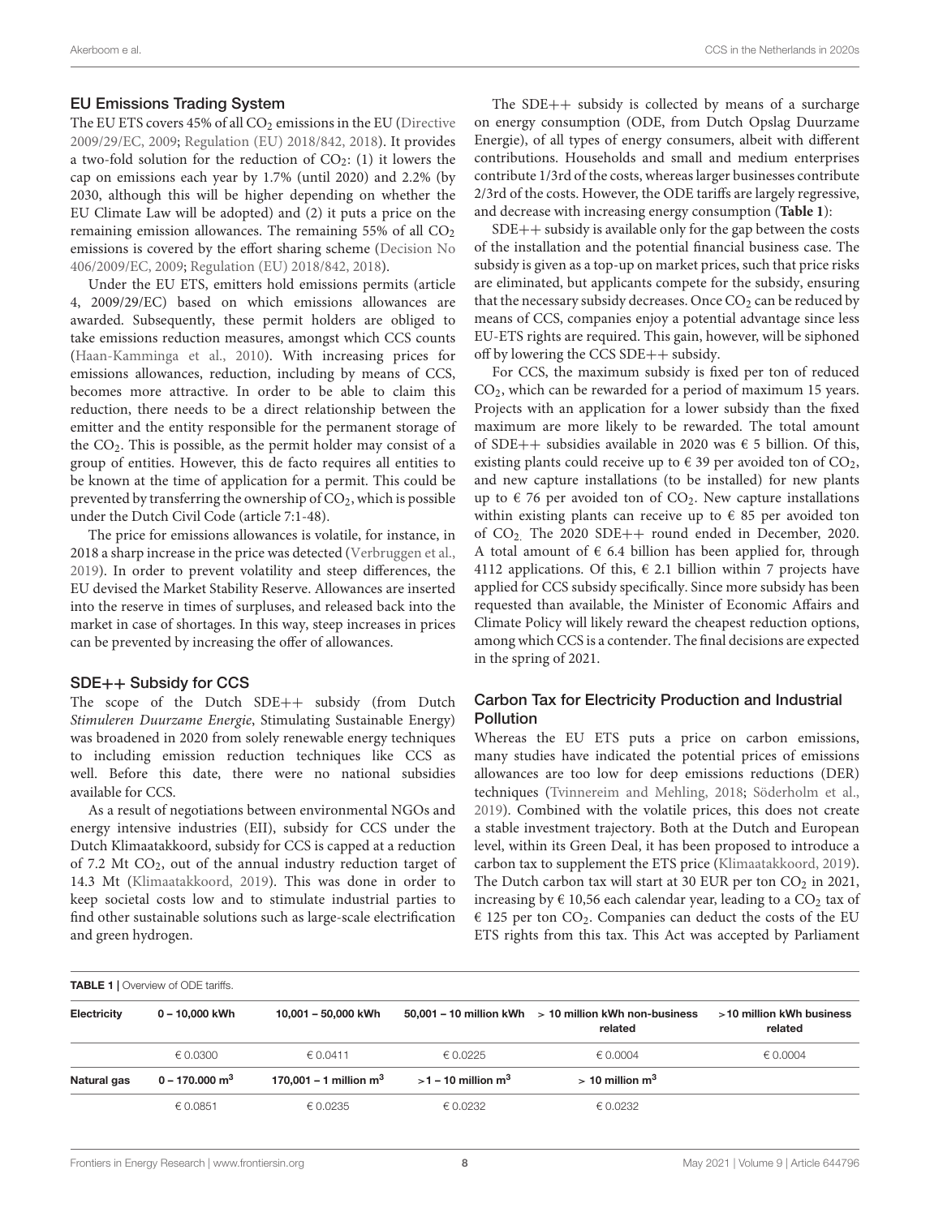## EU Emissions Trading System

The EU ETS covers 45% of all $CO_2$ emissions in the EU (Directive 2009/29/EC, 2009; Regulation (EU) 2018/842, 2018). It provides a two-fold solution for the reduction of $CO_2$: (1) it lowers the cap on emissions each year by 1.7% (until 2020) and 2.2% (by 2030, although this will be higher depending on whether the EU Climate Law will be adopted) and (2) it puts a price on the remaining emission allowances. The remaining 55% of all $CO_2$ emissions is covered by the effort sharing scheme (Decision No 406/2009/EC, 2009; Regulation (EU) 2018/842, 2018).

Under the EU ETS, emitters hold emissions permits (article 4, 2009/29/EC) based on which emissions allowances are awarded. Subsequently, these permit holders are obliged to take emissions reduction measures, amongst which CCS counts (Haan-Kamminga et al., 2010). With increasing prices for emissions allowances, reduction, including by means of CCS, becomes more attractive. In order to be able to claim this reduction, there needs to be a direct relationship between the emitter and the entity responsible for the permanent storage of the $CO_2$. This is possible, as the permit holder may consist of a group of entities. However, this de facto requires all entities to be known at the time of application for a permit. This could be prevented by transferring the ownership of $CO_2$, which is possible under the Dutch Civil Code (article 7:1-48).

The price for emissions allowances is volatile, for instance, in 2018 a sharp increase in the price was detected (Verbruggen et al., 2019). In order to prevent volatility and steep differences, the EU devised the Market Stability Reserve. Allowances are inserted into the reserve in times of surpluses, and released back into the market in case of shortages. In this way, steep increases in prices can be prevented by increasing the offer of allowances.

## SDE++ Subsidy for CCS

The scope of the Dutch SDE++ subsidy (from Dutch *Stimuleren Duurzame Energie*, Stimulating Sustainable Energy) was broadened in 2020 from solely renewable energy techniques to including emission reduction techniques like CCS as well. Before this date, there were no national subsidies available for CCS.

As a result of negotiations between environmental NGOs and energy intensive industries (EII), subsidy for CCS under the Dutch Klimaatakkoord, subsidy for CCS is capped at a reduction of 7.2 Mt $CO_2$, out of the annual industry reduction target of 14.3 Mt (Klimaatakkoord, 2019). This was done in order to keep societal costs low and to stimulate industrial parties to find other sustainable solutions such as large-scale electrification and green hydrogen.

The SDE++ subsidy is collected by means of a surcharge on energy consumption (ODE, from Dutch Opslag Duurzame Energie), of all types of energy consumers, albeit with different contributions. Households and small and medium enterprises contribute 1/3rd of the costs, whereas larger businesses contribute 2/3rd of the costs. However, the ODE tariffs are largely regressive, and decrease with increasing energy consumption (**Table 1**):

SDE++ subsidy is available only for the gap between the costs of the installation and the potential financial business case. The subsidy is given as a top-up on market prices, such that price risks are eliminated, but applicants compete for the subsidy, ensuring that the necessary subsidy decreases. Once $CO_2$ can be reduced by means of CCS, companies enjoy a potential advantage since less EU-ETS rights are required. This gain, however, will be siphoned off by lowering the CCS SDE++ subsidy.

For CCS, the maximum subsidy is fixed per ton of reduced $CO_2$, which can be rewarded for a period of maximum 15 years. Projects with an application for a lower subsidy than the fixed maximum are more likely to be rewarded. The total amount of SDE++ subsidies available in 2020 was € 5 billion. Of this, existing plants could receive up to € 39 per avoided ton of $CO_2$, and new capture installations (to be installed) for new plants up to € 76 per avoided ton of $CO_2$. New capture installations within existing plants can receive up to € 85 per avoided ton of $CO_2$. The 2020 SDE++ round ended in December, 2020. A total amount of € 6.4 billion has been applied for, through 4112 applications. Of this, € 2.1 billion within 7 projects have applied for CCS subsidy specifically. Since more subsidy has been requested than available, the Minister of Economic Affairs and Climate Policy will likely reward the cheapest reduction options, among which CCS is a contender. The final decisions are expected in the spring of 2021.

## Carbon Tax for Electricity Production and Industrial Pollution

Whereas the EU ETS puts a price on carbon emissions, many studies have indicated the potential prices of emissions allowances are too low for deep emissions reductions (DER) techniques (Tvinnereim and Mehling, 2018; Söderholm et al., 2019). Combined with the volatile prices, this does not create a stable investment trajectory. Both at the Dutch and European level, within its Green Deal, it has been proposed to introduce a carbon tax to supplement the ETS price (Klimaatakkoord, 2019). The Dutch carbon tax will start at 30 EUR per ton $CO_2$ in 2021, increasing by € 10,56 each calendar year, leading to a $CO_2$ tax of € 125 per ton $CO_2$. Companies can deduct the costs of the EU ETS rights from this tax. This Act was accepted by Parliament

**TABLE 1** | Overview of ODE tariffs.

| **Electricity** | **0 – 10,000 kWh** | **10,001 – 50,000 kWh** | **50,001 – 10 million kWh** | **> 10 million kWh non-business related** | **>10 million kWh business related** |
|---|---|---|---|---|---|
| | € 0.0300 | € 0.0411 | € 0.0225 | € 0.0004 | € 0.0004 |
| **Natural gas** | **0 – 170.000 m$^3$** | **170,001 – 1 million m$^3$** | **>1 – 10 million m$^3$** | **> 10 million m$^3$** | |
| | € 0.0851 | € 0.0235 | € 0.0232 | € 0.0232 | |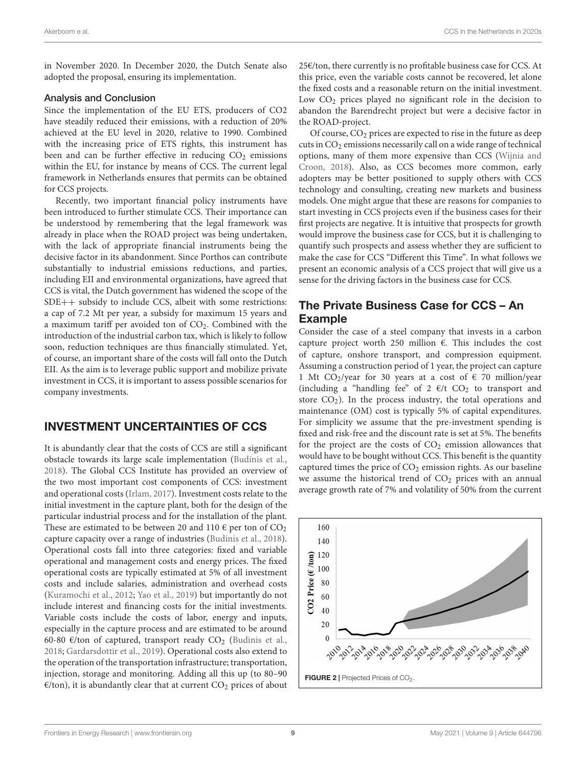in November 2020. In December 2020, the Dutch Senate also adopted the proposal, ensuring its implementation.

### Analysis and Conclusion

Since the implementation of the EU ETS, producers of CO2 have steadily reduced their emissions, with a reduction of 20% achieved at the EU level in 2020, relative to 1990. Combined with the increasing price of ETS rights, this instrument has been and can be further effective in reducing $CO_2$ emissions within the EU, for instance by means of CCS. The current legal framework in Netherlands ensures that permits can be obtained for CCS projects.

Recently, two important financial policy instruments have been introduced to further stimulate CCS. Their importance can be understood by remembering that the legal framework was already in place when the ROAD project was being undertaken, with the lack of appropriate financial instruments being the decisive factor in its abandonment. Since Porthos can contribute substantially to industrial emissions reductions, and parties, including EII and environmental organizations, have agreed that CCS is vital, the Dutch government has widened the scope of the SDE++ subsidy to include CCS, albeit with some restrictions: a cap of 7.2 Mt per year, a subsidy for maximum 15 years and a maximum tariff per avoided ton of $CO_2$. Combined with the introduction of the industrial carbon tax, which is likely to follow soon, reduction techniques are thus financially stimulated. Yet, of course, an important share of the costs will fall onto the Dutch EII. As the aim is to leverage public support and mobilize private investment in CCS, it is important to assess possible scenarios for company investments.

## INVESTMENT UNCERTAINTIES OF CCS

It is abundantly clear that the costs of CCS are still a significant obstacle towards its large scale implementation (Budinis et al., 2018). The Global CCS Institute has provided an overview of the two most important cost components of CCS: investment and operational costs (Irlam, 2017). Investment costs relate to the initial investment in the capture plant, both for the design of the particular industrial process and for the installation of the plant. These are estimated to be between 20 and 110 € per ton of $CO_2$ capture capacity over a range of industries (Budinis et al., 2018). Operational costs fall into three categories: fixed and variable operational and management costs and energy prices. The fixed operational costs are typically estimated at 5% of all investment costs and include salaries, administration and overhead costs (Kuramochi et al., 2012; Yao et al., 2019) but importantly do not include interest and financing costs for the initial investments. Variable costs include the costs of labor, energy and inputs, especially in the capture process and are estimated to be around 60-80 €/ton of captured, transport ready $CO_2$ (Budinis et al., 2018; Gardarsdottir et al., 2019). Operational costs also extend to the operation of the transportation infrastructure; transportation, injection, storage and monitoring. Adding all this up (to 80–90 €/ton), it is abundantly clear that at current $CO_2$ prices of about 25€/ton, there currently is no profitable business case for CCS. At this price, even the variable costs cannot be recovered, let alone the fixed costs and a reasonable return on the initial investment. Low $CO_2$ prices played no significant role in the decision to abandon the Barendrecht project but were a decisive factor in the ROAD-project.

Of course, $CO_2$ prices are expected to rise in the future as deep cuts in $CO_2$ emissions necessarily call on a wide range of technical options, many of them more expensive than CCS (Wijnia and Croon, 2018). Also, as CCS becomes more common, early adopters may be better positioned to supply others with CCS technology and consulting, creating new markets and business models. One might argue that these are reasons for companies to start investing in CCS projects even if the business cases for their first projects are negative. It is intuitive that prospects for growth would improve the business case for CCS, but it is challenging to quantify such prospects and assess whether they are sufficient to make the case for CCS "Different this Time". In what follows we present an economic analysis of a CCS project that will give us a sense for the driving factors in the business case for CCS.

## The Private Business Case for CCS – An Example

Consider the case of a steel company that invests in a carbon capture project worth 250 million €. This includes the cost of capture, onshore transport, and compression equipment. Assuming a construction period of 1 year, the project can capture 1 Mt $CO_2$/year for 30 years at a cost of € 70 million/year (including a "handling fee" of 2 €/t $CO_2$ to transport and store $CO_2$). In the process industry, the total operations and maintenance (OM) cost is typically 5% of capital expenditures. For simplicity we assume that the pre-investment spending is fixed and risk-free and the discount rate is set at 5%. The benefits for the project are the costs of $CO_2$ emission allowances that would have to be bought without CCS. This benefit is the quantity captured times the price of $CO_2$ emission rights. As our baseline we assume the historical trend of $CO_2$ prices with an annual average growth rate of 7% and volatility of 50% from the current

FIGURE 2 | Projected Prices of $CO_2$.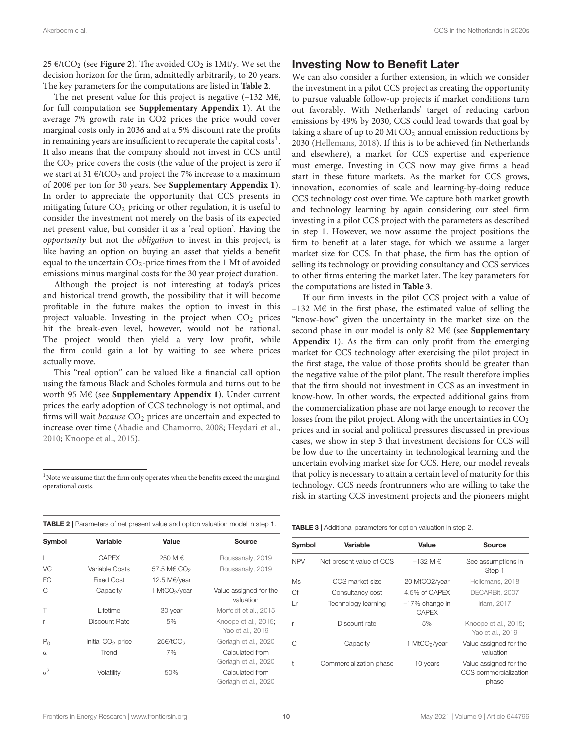25 €/t$CO_2$ (see **Figure 2**). The avoided $CO_2$ is 1Mt/y. We set the decision horizon for the firm, admittedly arbitrarily, to 20 years. The key parameters for the computations are listed in **Table 2**.

The net present value for this project is negative (−132 M€, for full computation see **Supplementary Appendix 1**). At the average 7% growth rate in CO2 prices the price would cover marginal costs only in 2036 and at a 5% discount rate the profits in remaining years are insufficient to recuperate the capital costs[1]. It also means that the company should not invest in CCS until the $CO_2$ price covers the costs (the value of the project is zero if we start at 31 €/t$CO_2$ and project the 7% increase to a maximum of 200€ per ton for 30 years. See **Supplementary Appendix 1**). In order to appreciate the opportunity that CCS presents in mitigating future $CO_2$ pricing or other regulation, it is useful to consider the investment not merely on the basis of its expected net present value, but consider it as a 'real option'. Having the *opportunity* but not the *obligation* to invest in this project, is like having an option on buying an asset that yields a benefit equal to the uncertain $CO_2$-price times from the 1 Mt of avoided emissions minus marginal costs for the 30 year project duration.

Although the project is not interesting at today's prices and historical trend growth, the possibility that it will become profitable in the future makes the option to invest in this project valuable. Investing in the project when $CO_2$ prices hit the break-even level, however, would not be rational. The project would then yield a very low profit, while the firm could gain a lot by waiting to see where prices actually move.

This "real option" can be valued like a financial call option using the famous Black and Scholes formula and turns out to be worth 95 M€ (see **Supplementary Appendix 1**). Under current prices the early adoption of CCS technology is not optimal, and firms will wait *because* $CO_2$ prices are uncertain and expected to increase over time (Abadie and Chamorro, 2008; Heydari et al., 2010; Knoope et al., 2015).

[1]Note we assume that the firm only operates when the benefits exceed the marginal operational costs.

**TABLE 2** | Parameters of net present value and option valuation model in step 1.

| Symbol | Variable | Value | Source |
|---|---|---|---|
| I | CAPEX | 250 M € | Roussanaly, 2019 |
| VC | Variable Costs | 57.5 M€t$CO_2$ | Roussanaly, 2019 |
| FC | Fixed Cost | 12.5 M€/year | |
| C | Capacity | 1 Mt$CO_2$/year | Value assigned for the valuation |
| T | Lifetime | 30 year | Morfeldt et al., 2015 |
| r | Discount Rate | 5% | Knoope et al., 2015; Yao et al., 2019 |
| $P_0$ | Initial $CO_2$ price | 25€/t$CO_2$ | Gerlagh et al., 2020 |
| $\alpha$ | Trend | 7% | Calculated from Gerlagh et al., 2020 |
| $\sigma^2$ | Volatility | 50% | Calculated from Gerlagh et al., 2020 |

## Investing Now to Benefit Later

We can also consider a further extension, in which we consider the investment in a pilot CCS project as creating the opportunity to pursue valuable follow-up projects if market conditions turn out favorably. With Netherlands' target of reducing carbon emissions by 49% by 2030, CCS could lead towards that goal by taking a share of up to 20 Mt $CO_2$ annual emission reductions by 2030 (Hellemans, 2018). If this is to be achieved (in Netherlands and elsewhere), a market for CCS expertise and experience must emerge. Investing in CCS now may give firms a head start in these future markets. As the market for CCS grows, innovation, economies of scale and learning-by-doing reduce CCS technology cost over time. We capture both market growth and technology learning by again considering our steel firm investing in a pilot CCS project with the parameters as described in step 1. However, we now assume the project positions the firm to benefit at a later stage, for which we assume a larger market size for CCS. In that phase, the firm has the option of selling its technology or providing consultancy and CCS services to other firms entering the market later. The key parameters for the computations are listed in **Table 3**.

If our firm invests in the pilot CCS project with a value of −132 M€ in the first phase, the estimated value of selling the "know-how" given the uncertainty in the market size on the second phase in our model is only 82 M€ (see **Supplementary Appendix 1**). As the firm can only profit from the emerging market for CCS technology after exercising the pilot project in the first stage, the value of those profits should be greater than the negative value of the pilot plant. The result therefore implies that the firm should not investment in CCS as an investment in know-how. In other words, the expected additional gains from the commercialization phase are not large enough to recover the losses from the pilot project. Along with the uncertainties in $CO_2$ prices and in social and political pressures discussed in previous cases, we show in step 3 that investment decisions for CCS will be low due to the uncertainty in technological learning and the uncertain evolving market size for CCS. Here, our model reveals that policy is necessary to attain a certain level of maturity for this technology. CCS needs frontrunners who are willing to take the risk in starting CCS investment projects and the pioneers might

**TABLE 3** | Additional parameters for option valuation in step 2.

| Symbol | Variable | Value | Source |
|---|---|---|---|
| NPV | Net present value of CCS | −132 M € | See assumptions in Step 1 |
| Ms | CCS market size | 20 MtCO2/year | Hellemans, 2018 |
| Cf | Consultancy cost | 4.5% of CAPEX | DECARBit, 2007 |
| Lr | Technology learning | −17% change in CAPEX | Irlam, 2017 |
| r | Discount rate | 5% | Knoope et al., 2015; Yao et al., 2019 |
| C | Capacity | 1 Mt$CO_2$/year | Value assigned for the valuation |
| t | Commercialization phase | 10 years | Value assigned for the CCS commercialization phase |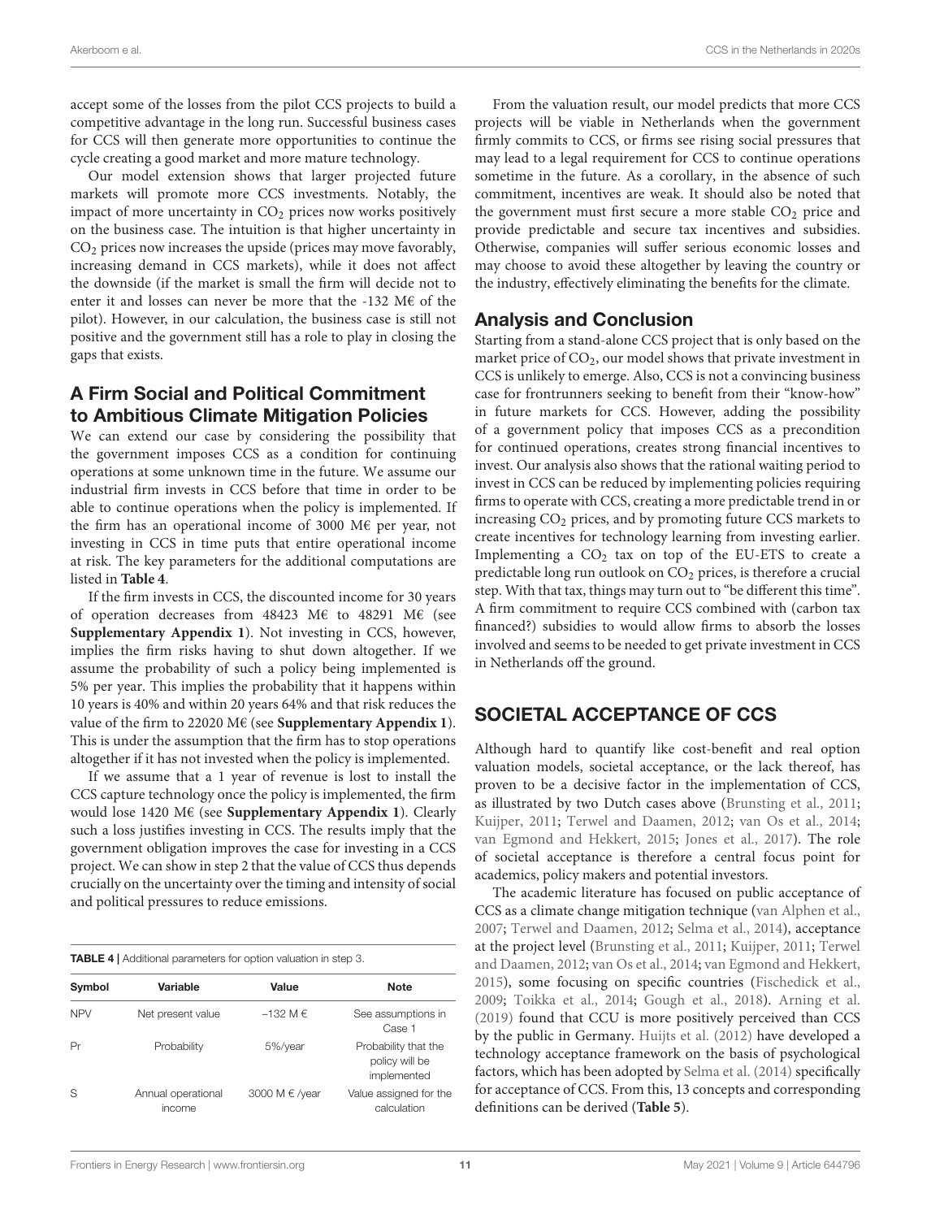accept some of the losses from the pilot CCS projects to build a competitive advantage in the long run. Successful business cases for CCS will then generate more opportunities to continue the cycle creating a good market and more mature technology.

Our model extension shows that larger projected future markets will promote more CCS investments. Notably, the impact of more uncertainty in $CO_2$ prices now works positively on the business case. The intuition is that higher uncertainty in $CO_2$ prices now increases the upside (prices may move favorably, increasing demand in CCS markets), while it does not affect the downside (if the market is small the firm will decide not to enter it and losses can never be more that the -132 M€ of the pilot). However, in our calculation, the business case is still not positive and the government still has a role to play in closing the gaps that exists.

### A Firm Social and Political Commitment to Ambitious Climate Mitigation Policies

We can extend our case by considering the possibility that the government imposes CCS as a condition for continuing operations at some unknown time in the future. We assume our industrial firm invests in CCS before that time in order to be able to continue operations when the policy is implemented. If the firm has an operational income of 3000 M€ per year, not investing in CCS in time puts that entire operational income at risk. The key parameters for the additional computations are listed in **Table 4**.

If the firm invests in CCS, the discounted income for 30 years of operation decreases from 48423 M€ to 48291 M€ (see **Supplementary Appendix 1**). Not investing in CCS, however, implies the firm risks having to shut down altogether. If we assume the probability of such a policy being implemented is 5% per year. This implies the probability that it happens within 10 years is 40% and within 20 years 64% and that risk reduces the value of the firm to 22020 M€ (see **Supplementary Appendix 1**). This is under the assumption that the firm has to stop operations altogether if it has not invested when the policy is implemented.

If we assume that a 1 year of revenue is lost to install the CCS capture technology once the policy is implemented, the firm would lose 1420 M€ (see **Supplementary Appendix 1**). Clearly such a loss justifies investing in CCS. The results imply that the government obligation improves the case for investing in a CCS project. We can show in step 2 that the value of CCS thus depends crucially on the uncertainty over the timing and intensity of social and political pressures to reduce emissions.

**TABLE 4** | Additional parameters for option valuation in step 3.

| Symbol | Variable | Value | Note |
|---|---|---|---|
| NPV | Net present value | −132 M € | See assumptions in Case 1 |
| Pr | Probability | 5%/year | Probability that the policy will be implemented |
| S | Annual operational income | 3000 M € /year | Value assigned for the calculation |

From the valuation result, our model predicts that more CCS projects will be viable in Netherlands when the government firmly commits to CCS, or firms see rising social pressures that may lead to a legal requirement for CCS to continue operations sometime in the future. As a corollary, in the absence of such commitment, incentives are weak. It should also be noted that the government must first secure a more stable $CO_2$ price and provide predictable and secure tax incentives and subsidies. Otherwise, companies will suffer serious economic losses and may choose to avoid these altogether by leaving the country or the industry, effectively eliminating the benefits for the climate.

### Analysis and Conclusion

Starting from a stand-alone CCS project that is only based on the market price of $CO_2$, our model shows that private investment in CCS is unlikely to emerge. Also, CCS is not a convincing business case for frontrunners seeking to benefit from their "know-how" in future markets for CCS. However, adding the possibility of a government policy that imposes CCS as a precondition for continued operations, creates strong financial incentives to invest. Our analysis also shows that the rational waiting period to invest in CCS can be reduced by implementing policies requiring firms to operate with CCS, creating a more predictable trend in or increasing $CO_2$ prices, and by promoting future CCS markets to create incentives for technology learning from investing earlier. Implementing a $CO_2$ tax on top of the EU-ETS to create a predictable long run outlook on $CO_2$ prices, is therefore a crucial step. With that tax, things may turn out to "be different this time". A firm commitment to require CCS combined with (carbon tax financed?) subsidies to would allow firms to absorb the losses involved and seems to be needed to get private investment in CCS in Netherlands off the ground.

## SOCIETAL ACCEPTANCE OF CCS

Although hard to quantify like cost-benefit and real option valuation models, societal acceptance, or the lack thereof, has proven to be a decisive factor in the implementation of CCS, as illustrated by two Dutch cases above (Brunsting et al., 2011; Kuijper, 2011; Terwel and Daamen, 2012; van Os et al., 2014; van Egmond and Hekkert, 2015; Jones et al., 2017). The role of societal acceptance is therefore a central focus point for academics, policy makers and potential investors.

The academic literature has focused on public acceptance of CCS as a climate change mitigation technique (van Alphen et al., 2007; Terwel and Daamen, 2012; Selma et al., 2014), acceptance at the project level (Brunsting et al., 2011; Kuijper, 2011; Terwel and Daamen, 2012; van Os et al., 2014; van Egmond and Hekkert, 2015), some focusing on specific countries (Fischedick et al., 2009; Toikka et al., 2014; Gough et al., 2018). Arning et al. (2019) found that CCU is more positively perceived than CCS by the public in Germany. Huijts et al. (2012) have developed a technology acceptance framework on the basis of psychological factors, which has been adopted by Selma et al. (2014) specifically for acceptance of CCS. From this, 13 concepts and corresponding definitions can be derived (**Table 5**).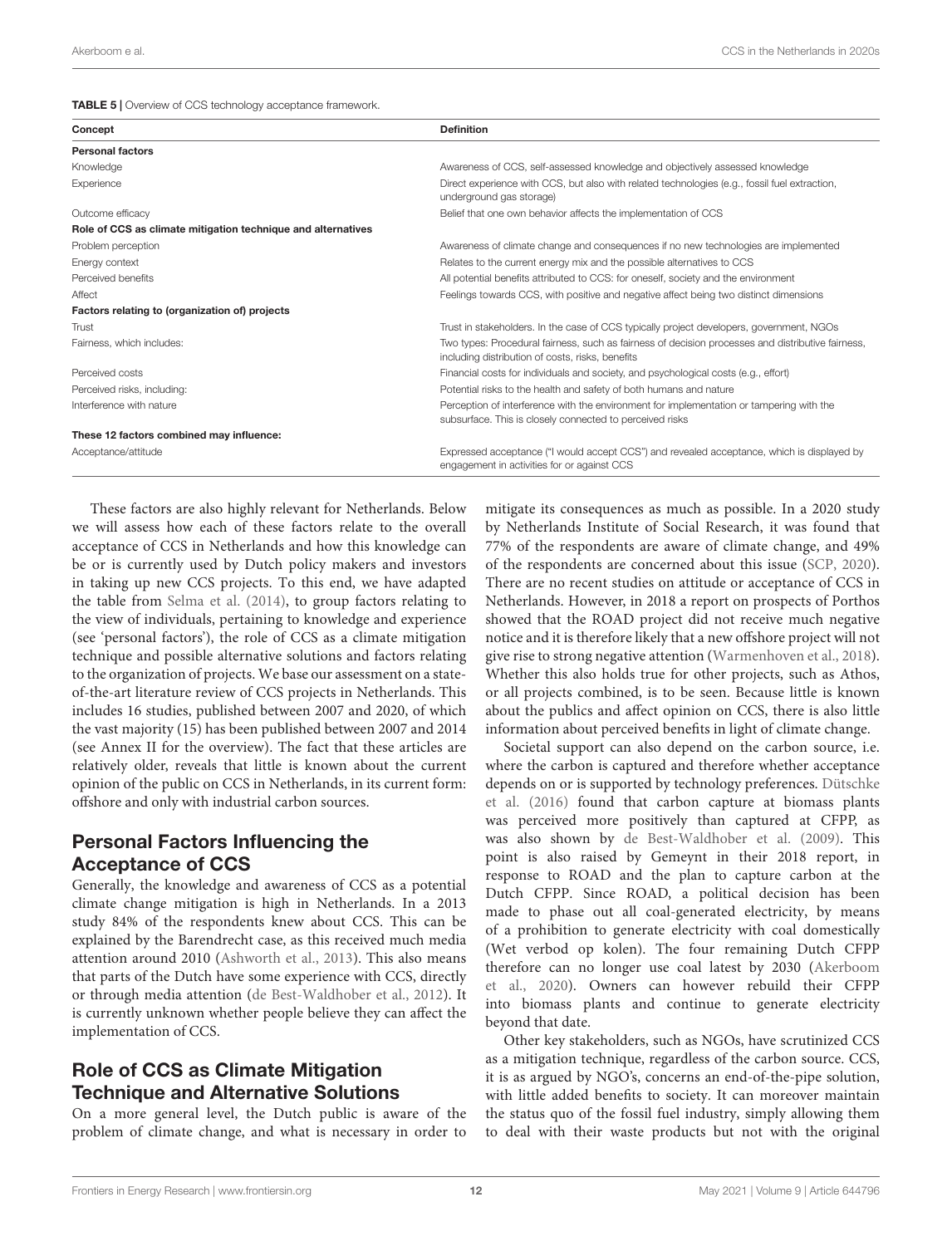**TABLE 5 |** Overview of CCS technology acceptance framework.

| Concept | Definition |
|---|---|
| **Personal factors** | |
| Knowledge | Awareness of CCS, self-assessed knowledge and objectively assessed knowledge |
| Experience | Direct experience with CCS, but also with related technologies (e.g., fossil fuel extraction, underground gas storage) |
| Outcome efficacy | Belief that one own behavior affects the implementation of CCS |
| **Role of CCS as climate mitigation technique and alternatives** | |
| Problem perception | Awareness of climate change and consequences if no new technologies are implemented |
| Energy context | Relates to the current energy mix and the possible alternatives to CCS |
| Perceived benefits | All potential benefits attributed to CCS: for oneself, society and the environment |
| Affect | Feelings towards CCS, with positive and negative affect being two distinct dimensions |
| **Factors relating to (organization of) projects** | |
| Trust | Trust in stakeholders. In the case of CCS typically project developers, government, NGOs |
| Fairness, which includes: | Two types: Procedural fairness, such as fairness of decision processes and distributive fairness, including distribution of costs, risks, benefits |
| Perceived costs | Financial costs for individuals and society, and psychological costs (e.g., effort) |
| Perceived risks, including: | Potential risks to the health and safety of both humans and nature |
| Interference with nature | Perception of interference with the environment for implementation or tampering with the subsurface. This is closely connected to perceived risks |
| **These 12 factors combined may influence:** | |
| Acceptance/attitude | Expressed acceptance ("I would accept CCS") and revealed acceptance, which is displayed by engagement in activities for or against CCS |

These factors are also highly relevant for Netherlands. Below we will assess how each of these factors relate to the overall acceptance of CCS in Netherlands and how this knowledge can be or is currently used by Dutch policy makers and investors in taking up new CCS projects. To this end, we have adapted the table from Selma et al. (2014), to group factors relating to the view of individuals, pertaining to knowledge and experience (see 'personal factors'), the role of CCS as a climate mitigation technique and possible alternative solutions and factors relating to the organization of projects. We base our assessment on a state-of-the-art literature review of CCS projects in Netherlands. This includes 16 studies, published between 2007 and 2020, of which the vast majority (15) has been published between 2007 and 2014 (see Annex II for the overview). The fact that these articles are relatively older, reveals that little is known about the current opinion of the public on CCS in Netherlands, in its current form: offshore and only with industrial carbon sources.

## Personal Factors Influencing the Acceptance of CCS

Generally, the knowledge and awareness of CCS as a potential climate change mitigation is high in Netherlands. In a 2013 study 84% of the respondents knew about CCS. This can be explained by the Barendrecht case, as this received much media attention around 2010 (Ashworth et al., 2013). This also means that parts of the Dutch have some experience with CCS, directly or through media attention (de Best-Waldhober et al., 2012). It is currently unknown whether people believe they can affect the implementation of CCS.

## Role of CCS as Climate Mitigation Technique and Alternative Solutions

On a more general level, the Dutch public is aware of the problem of climate change, and what is necessary in order to mitigate its consequences as much as possible. In a 2020 study by Netherlands Institute of Social Research, it was found that 77% of the respondents are aware of climate change, and 49% of the respondents are concerned about this issue (SCP, 2020). There are no recent studies on attitude or acceptance of CCS in Netherlands. However, in 2018 a report on prospects of Porthos showed that the ROAD project did not receive much negative notice and it is therefore likely that a new offshore project will not give rise to strong negative attention (Warmenhoven et al., 2018). Whether this also holds true for other projects, such as Athos, or all projects combined, is to be seen. Because little is known about the publics and affect opinion on CCS, there is also little information about perceived benefits in light of climate change.

Societal support can also depend on the carbon source, i.e. where the carbon is captured and therefore whether acceptance depends on or is supported by technology preferences. Dütschke et al. (2016) found that carbon capture at biomass plants was perceived more positively than captured at CFPP, as was also shown by de Best-Waldhober et al. (2009). This point is also raised by Gemeynt in their 2018 report, in response to ROAD and the plan to capture carbon at the Dutch CFPP. Since ROAD, a political decision has been made to phase out all coal-generated electricity, by means of a prohibition to generate electricity with coal domestically (Wet verbod op kolen). The four remaining Dutch CFPP therefore can no longer use coal latest by 2030 (Akerboom et al., 2020). Owners can however rebuild their CFPP into biomass plants and continue to generate electricity beyond that date.

Other key stakeholders, such as NGOs, have scrutinized CCS as a mitigation technique, regardless of the carbon source. CCS, it is as argued by NGO's, concerns an end-of-the-pipe solution, with little added benefits to society. It can moreover maintain the status quo of the fossil fuel industry, simply allowing them to deal with their waste products but not with the original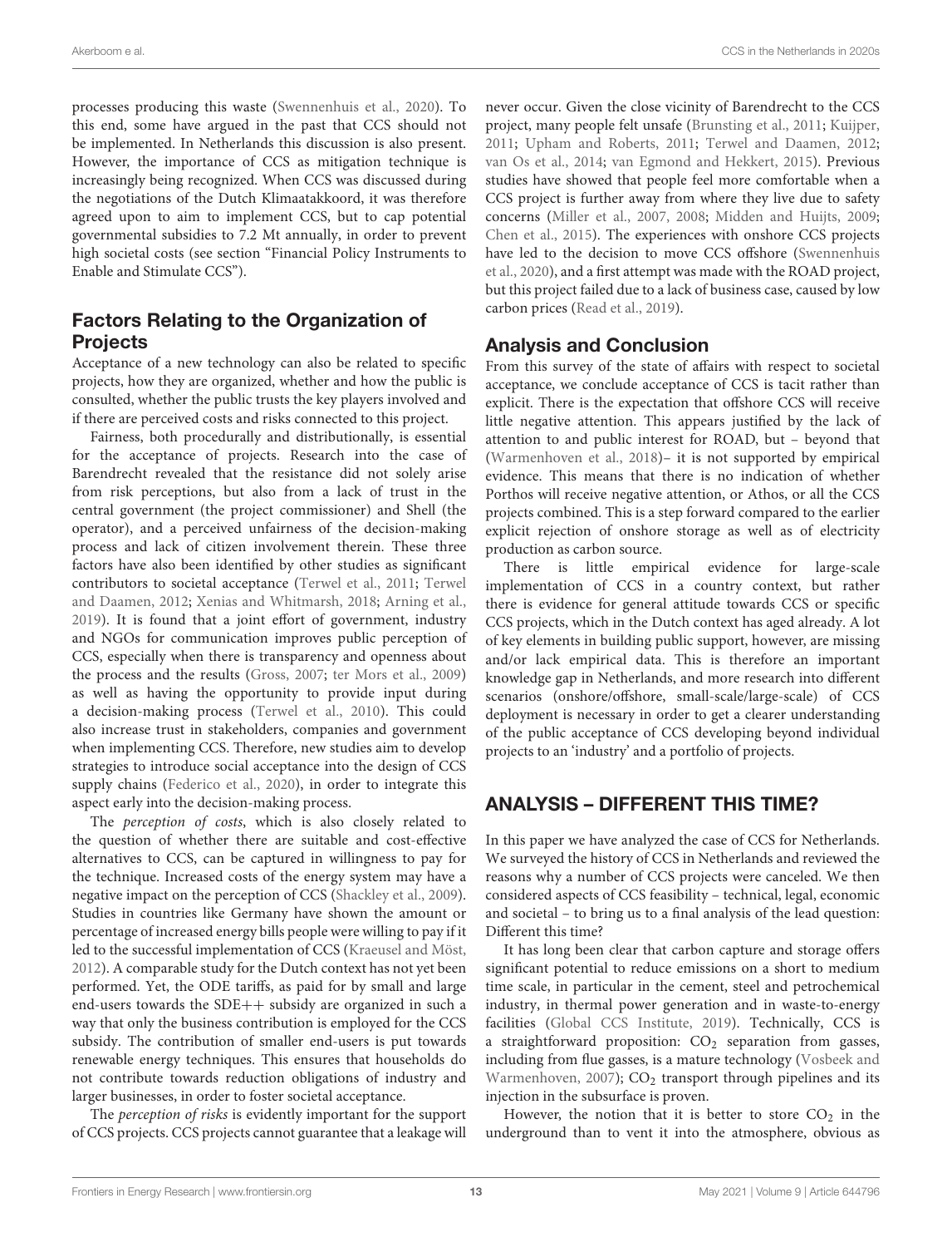processes producing this waste (Swennenhuis et al., 2020). To this end, some have argued in the past that CCS should not be implemented. In Netherlands this discussion is also present. However, the importance of CCS as mitigation technique is increasingly being recognized. When CCS was discussed during the negotiations of the Dutch Klimaatakkoord, it was therefore agreed upon to aim to implement CCS, but to cap potential governmental subsidies to 7.2 Mt annually, in order to prevent high societal costs (see section "Financial Policy Instruments to Enable and Stimulate CCS").

## Factors Relating to the Organization of Projects

Acceptance of a new technology can also be related to specific projects, how they are organized, whether and how the public is consulted, whether the public trusts the key players involved and if there are perceived costs and risks connected to this project.

Fairness, both procedurally and distributionally, is essential for the acceptance of projects. Research into the case of Barendrecht revealed that the resistance did not solely arise from risk perceptions, but also from a lack of trust in the central government (the project commissioner) and Shell (the operator), and a perceived unfairness of the decision-making process and lack of citizen involvement therein. These three factors have also been identified by other studies as significant contributors to societal acceptance (Terwel et al., 2011; Terwel and Daamen, 2012; Xenias and Whitmarsh, 2018; Arning et al., 2019). It is found that a joint effort of government, industry and NGOs for communication improves public perception of CCS, especially when there is transparency and openness about the process and the results (Gross, 2007; ter Mors et al., 2009) as well as having the opportunity to provide input during a decision-making process (Terwel et al., 2010). This could also increase trust in stakeholders, companies and government when implementing CCS. Therefore, new studies aim to develop strategies to introduce social acceptance into the design of CCS supply chains (Federico et al., 2020), in order to integrate this aspect early into the decision-making process.

The *perception of costs*, which is also closely related to the question of whether there are suitable and cost-effective alternatives to CCS, can be captured in willingness to pay for the technique. Increased costs of the energy system may have a negative impact on the perception of CCS (Shackley et al., 2009). Studies in countries like Germany have shown the amount or percentage of increased energy bills people were willing to pay if it led to the successful implementation of CCS (Kraeusel and Möst, 2012). A comparable study for the Dutch context has not yet been performed. Yet, the ODE tariffs, as paid for by small and large end-users towards the SDE++ subsidy are organized in such a way that only the business contribution is employed for the CCS subsidy. The contribution of smaller end-users is put towards renewable energy techniques. This ensures that households do not contribute towards reduction obligations of industry and larger businesses, in order to foster societal acceptance.

The *perception of risks* is evidently important for the support of CCS projects. CCS projects cannot guarantee that a leakage will never occur. Given the close vicinity of Barendrecht to the CCS project, many people felt unsafe (Brunsting et al., 2011; Kuijper, 2011; Upham and Roberts, 2011; Terwel and Daamen, 2012; van Os et al., 2014; van Egmond and Hekkert, 2015). Previous studies have showed that people feel more comfortable when a CCS project is further away from where they live due to safety concerns (Miller et al., 2007, 2008; Midden and Huijts, 2009; Chen et al., 2015). The experiences with onshore CCS projects have led to the decision to move CCS offshore (Swennenhuis et al., 2020), and a first attempt was made with the ROAD project, but this project failed due to a lack of business case, caused by low carbon prices (Read et al., 2019).

## Analysis and Conclusion

From this survey of the state of affairs with respect to societal acceptance, we conclude acceptance of CCS is tacit rather than explicit. There is the expectation that offshore CCS will receive little negative attention. This appears justified by the lack of attention to and public interest for ROAD, but – beyond that (Warmenhoven et al., 2018)– it is not supported by empirical evidence. This means that there is no indication of whether Porthos will receive negative attention, or Athos, or all the CCS projects combined. This is a step forward compared to the earlier explicit rejection of onshore storage as well as of electricity production as carbon source.

There is little empirical evidence for large-scale implementation of CCS in a country context, but rather there is evidence for general attitude towards CCS or specific CCS projects, which in the Dutch context has aged already. A lot of key elements in building public support, however, are missing and/or lack empirical data. This is therefore an important knowledge gap in Netherlands, and more research into different scenarios (onshore/offshore, small-scale/large-scale) of CCS deployment is necessary in order to get a clearer understanding of the public acceptance of CCS developing beyond individual projects to an 'industry' and a portfolio of projects.

# ANALYSIS – DIFFERENT THIS TIME?

In this paper we have analyzed the case of CCS for Netherlands. We surveyed the history of CCS in Netherlands and reviewed the reasons why a number of CCS projects were canceled. We then considered aspects of CCS feasibility – technical, legal, economic and societal – to bring us to a final analysis of the lead question: Different this time?

It has long been clear that carbon capture and storage offers significant potential to reduce emissions on a short to medium time scale, in particular in the cement, steel and petrochemical industry, in thermal power generation and in waste-to-energy facilities (Global CCS Institute, 2019). Technically, CCS is a straightforward proposition: $CO_2$ separation from gasses, including from flue gasses, is a mature technology (Vosbeek and Warmenhoven, 2007); $CO_2$ transport through pipelines and its injection in the subsurface is proven.

However, the notion that it is better to store $CO_2$ in the underground than to vent it into the atmosphere, obvious as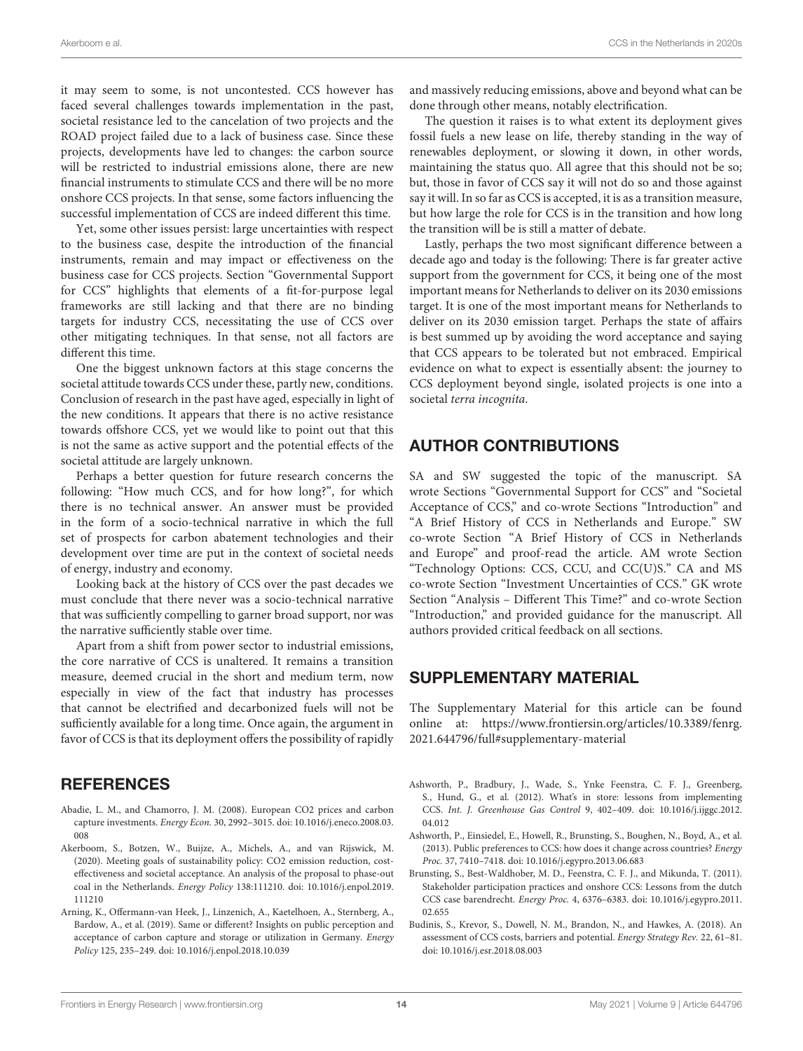it may seem to some, is not uncontested. CCS however has faced several challenges towards implementation in the past, societal resistance led to the cancelation of two projects and the ROAD project failed due to a lack of business case. Since these projects, developments have led to changes: the carbon source will be restricted to industrial emissions alone, there are new financial instruments to stimulate CCS and there will be no more onshore CCS projects. In that sense, some factors influencing the successful implementation of CCS are indeed different this time.

Yet, some other issues persist: large uncertainties with respect to the business case, despite the introduction of the financial instruments, remain and may impact or effectiveness on the business case for CCS projects. Section "Governmental Support for CCS" highlights that elements of a fit-for-purpose legal frameworks are still lacking and that there are no binding targets for industry CCS, necessitating the use of CCS over other mitigating techniques. In that sense, not all factors are different this time.

One the biggest unknown factors at this stage concerns the societal attitude towards CCS under these, partly new, conditions. Conclusion of research in the past have aged, especially in light of the new conditions. It appears that there is no active resistance towards offshore CCS, yet we would like to point out that this is not the same as active support and the potential effects of the societal attitude are largely unknown.

Perhaps a better question for future research concerns the following: "How much CCS, and for how long?", for which there is no technical answer. An answer must be provided in the form of a socio-technical narrative in which the full set of prospects for carbon abatement technologies and their development over time are put in the context of societal needs of energy, industry and economy.

Looking back at the history of CCS over the past decades we must conclude that there never was a socio-technical narrative that was sufficiently compelling to garner broad support, nor was the narrative sufficiently stable over time.

Apart from a shift from power sector to industrial emissions, the core narrative of CCS is unaltered. It remains a transition measure, deemed crucial in the short and medium term, now especially in view of the fact that industry has processes that cannot be electrified and decarbonized fuels will not be sufficiently available for a long time. Once again, the argument in favor of CCS is that its deployment offers the possibility of rapidly and massively reducing emissions, above and beyond what can be done through other means, notably electrification.

The question it raises is to what extent its deployment gives fossil fuels a new lease on life, thereby standing in the way of renewables deployment, or slowing it down, in other words, maintaining the status quo. All agree that this should not be so; but, those in favor of CCS say it will not do so and those against say it will. In so far as CCS is accepted, it is as a transition measure, but how large the role for CCS is in the transition and how long the transition will be is still a matter of debate.

Lastly, perhaps the two most significant difference between a decade ago and today is the following: There is far greater active support from the government for CCS, it being one of the most important means for Netherlands to deliver on its 2030 emissions target. It is one of the most important means for Netherlands to deliver on its 2030 emission target. Perhaps the state of affairs is best summed up by avoiding the word acceptance and saying that CCS appears to be tolerated but not embraced. Empirical evidence on what to expect is essentially absent: the journey to CCS deployment beyond single, isolated projects is one into a societal *terra incognita*.

## AUTHOR CONTRIBUTIONS

SA and SW suggested the topic of the manuscript. SA wrote Sections "Governmental Support for CCS" and "Societal Acceptance of CCS," and co-wrote Sections "Introduction" and "A Brief History of CCS in Netherlands and Europe." SW co-wrote Section "A Brief History of CCS in Netherlands and Europe" and proof-read the article. AM wrote Section "Technology Options: CCS, CCU, and CC(U)S." CA and MS co-wrote Section "Investment Uncertainties of CCS." GK wrote Section "Analysis – Different This Time?" and co-wrote Section "Introduction," and provided guidance for the manuscript. All authors provided critical feedback on all sections.

## SUPPLEMENTARY MATERIAL

The Supplementary Material for this article can be found online at: https://www.frontiersin.org/articles/10.3389/fenrg.2021.644796/full#supplementary-material

## REFERENCES

Abadie, L. M., and Chamorro, J. M. (2008). European CO2 prices and carbon capture investments. *Energy Econ.* 30, 2992–3015. doi: 10.1016/j.eneco.2008.03.008

Akerboom, S., Botzen, W., Buijze, A., Michels, A., and van Rijswick, M. (2020). Meeting goals of sustainability policy: CO2 emission reduction, cost-effectiveness and societal acceptance. An analysis of the proposal to phase-out coal in the Netherlands. *Energy Policy* 138:111210. doi: 10.1016/j.enpol.2019.111210

Arning, K., Offermann-van Heek, J., Linzenich, A., Kaetelhoen, A., Sternberg, A., Bardow, A., et al. (2019). Same or different? Insights on public perception and acceptance of carbon capture and storage or utilization in Germany. *Energy Policy* 125, 235–249. doi: 10.1016/j.enpol.2018.10.039

Ashworth, P., Bradbury, J., Wade, S., Ynke Feenstra, C. F. J., Greenberg, S., Hund, G., et al. (2012). What's in store: lessons from implementing CCS. *Int. J. Greenhouse Gas Control* 9, 402–409. doi: 10.1016/j.ijggc.2012.04.012

Ashworth, P., Einsiedel, E., Howell, R., Brunsting, S., Boughen, N., Boyd, A., et al. (2013). Public preferences to CCS: how does it change across countries? *Energy Proc.* 37, 7410–7418. doi: 10.1016/j.egypro.2013.06.683

Brunsting, S., Best-Waldhober, M. D., Feenstra, C. F. J., and Mikunda, T. (2011). Stakeholder participation practices and onshore CCS: Lessons from the dutch CCS case barendrecht. *Energy Proc.* 4, 6376–6383. doi: 10.1016/j.egypro.2011.02.655

Budinis, S., Krevor, S., Dowell, N. M., Brandon, N., and Hawkes, A. (2018). An assessment of CCS costs, barriers and potential. *Energy Strategy Rev.* 22, 61–81. doi: 10.1016/j.esr.2018.08.003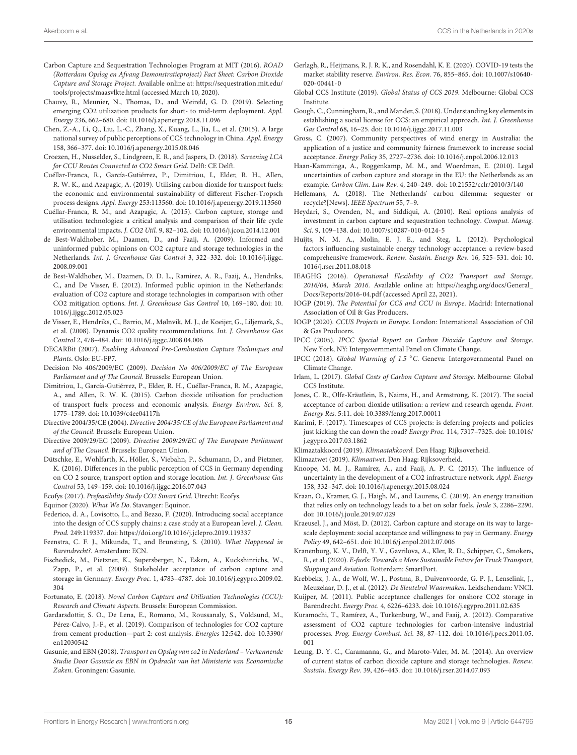Carbon Capture and Sequestration Technologies Program at MIT (2016). *ROAD (Rotterdam Opslag en Afvang Demonstratieproject) Fact Sheet: Carbon Dioxide Capture and Storage Project*. Available online at: https://sequestration.mit.edu/tools/projects/maasvlkte.html (accessed March 10, 2020).

Chauvy, R., Meunier, N., Thomas, D., and Weireld, G. D. (2019). Selecting emerging CO2 utilization products for short- to mid-term deployment. *Appl. Energy* 236, 662–680. doi: 10.1016/j.apenergy.2018.11.096

Chen, Z.-A., Li, Q., Liu, L.-C., Zhang, X., Kuang, L., Jia, L., et al. (2015). A large national survey of public perceptions of CCS technology in China. *Appl. Energy* 158, 366–377. doi: 10.1016/j.apenergy.2015.08.046

Croezen, H., Nusselder, S., Lindgreen, E. R., and Jaspers, D. (2018). *Screening LCA for CCU Routes Connected to CO2 Smart Grid*. Delft: CE Delft.

Cuéllar-Franca, R., García-Gutiérrez, P., Dimitriou, I., Elder, R. H., Allen, R. W. K., and Azapagic, A. (2019). Utilising carbon dioxide for transport fuels: the economic and environmental sustainability of different Fischer-Tropsch process designs. *Appl. Energy* 253:113560. doi: 10.1016/j.apenergy.2019.113560

Cuéllar-Franca, R. M., and Azapagic, A. (2015). Carbon capture, storage and utilisation technologies: a critical analysis and comparison of their life cycle environmental impacts. *J. CO2 Util.* 9, 82–102. doi: 10.1016/j.jcou.2014.12.001

de Best-Waldhober, M., Daamen, D., and Faaij, A. (2009). Informed and uninformed public opinions on CO2 capture and storage technologies in the Netherlands. *Int. J. Greenhouse Gas Control* 3, 322–332. doi: 10.1016/j.ijggc.2008.09.001

de Best-Waldhober, M., Daamen, D. D. L., Ramirez, A. R., Faaij, A., Hendriks, C., and De Visser, E. (2012). Informed public opinion in the Netherlands: evaluation of CO2 capture and storage technologies in comparison with other CO2 mitigation options. *Int. J. Greenhouse Gas Control* 10, 169–180. doi: 10.1016/j.ijggc.2012.05.023

de Visser, E., Hendriks, C., Barrio, M., Mølnvik, M. J., de Koeijer, G., Liljemark, S., et al. (2008). Dynamis CO2 quality recommendations. *Int. J. Greenhouse Gas Control* 2, 478–484. doi: 10.1016/j.ijggc.2008.04.006

DECARBit (2007). *Enabling Advanced Pre-Combustion Capture Techniques and Plants*. Oslo: EU-FP7.

Decision No 406/2009/EC (2009). *Decision No 406/2009/EC of The European Parliament and of The Council*. Brussels: European Union.

Dimitriou, I., García-Gutiérrez, P., Elder, R. H., Cuéllar-Franca, R. M., Azapagic, A., and Allen, R. W. K. (2015). Carbon dioxide utilisation for production of transport fuels: process and economic analysis. *Energy Environ. Sci.* 8, 1775–1789. doi: 10.1039/c4ee04117h

Directive 2004/35/CE (2004). *Directive 2004/35/CE of the European Parliament and of the Council*. Brussels: European Union.

Directive 2009/29/EC (2009). *Directive 2009/29/EC of The European Parliament and of The Council*. Brussels: European Union.

Dütschke, E., Wohlfarth, K., Höller, S., Viebahn, P., Schumann, D., and Pietzner, K. (2016). Differences in the public perception of CCS in Germany depending on CO 2 source, transport option and storage location. *Int. J. Greenhouse Gas Control* 53, 149–159. doi: 10.1016/j.ijggc.2016.07.043

Ecofys (2017). *Prefeasibility Study CO2 Smart Grid*. Utrecht: Ecofys.

Equinor (2020). *What We Do*. Stavanger: Equinor.

Federico, d. A., Lovisotto, L., and Bezzo, F. (2020). Introducing social acceptance into the design of CCS supply chains: a case study at a European level. *J. Clean. Prod.* 249:119337. doi: https://doi.org/10.1016/j.jclepro.2019.119337

Feenstra, C. F. J., Mikunda, T., and Brunsting, S. (2010). *What Happened in Barendrecht?*. Amsterdam: ECN.

Fischedick, M., Pietzner, K., Supersberger, N., Esken, A., Kuckshinrichs, W., Zapp, P., et al. (2009). Stakeholder acceptance of carbon capture and storage in Germany. *Energy Proc.* 1, 4783–4787. doi: 10.1016/j.egypro.2009.02.304

Fortunato, E. (2018). *Novel Carbon Capture and Utilisation Technologies (CCU): Research and Climate Aspects*. Brussels: European Commission.

Gardarsdottir, S. O., De Lena, E., Romano, M., Roussanaly, S., Voldsund, M., Pérez-Calvo, J.-F., et al. (2019). Comparison of technologies for CO2 capture from cement production—part 2: cost analysis. *Energies* 12:542. doi: 10.3390/en12030542

Gasunie, and EBN (2018). *Transport en Opslag van co2 in Nederland – Verkennende Studie Door Gasunie en EBN in Opdracht van het Ministerie van Economische Zaken*. Groningen: Gasunie.

Gerlagh, R., Heijmans, R. J. R. K., and Rosendahl, K. E. (2020). COVID-19 tests the market stability reserve. *Environ. Res. Econ.* 76, 855–865. doi: 10.1007/s10640-020-00441-0

Global CCS Institute (2019). *Global Status of CCS 2019*. Melbourne: Global CCS Institute.

Gough, C., Cunningham, R., and Mander, S. (2018). Understanding key elements in establishing a social license for CCS: an empirical approach. *Int. J. Greenhouse Gas Control* 68, 16–25. doi: 10.1016/j.ijggc.2017.11.003

Gross, C. (2007). Community perspectives of wind energy in Australia: the application of a justice and community fairness framework to increase social acceptance. *Energy Policy* 35, 2727–2736. doi: 10.1016/j.enpol.2006.12.013

Haan-Kamminga, A., Roggenkamp, M. M., and Woerdman, E. (2010). Legal uncertainties of carbon capture and storage in the EU: the Netherlands as an example. *Carbon Clim. Law Rev.* 4, 240–249. doi: 10.21552/cclr/2010/3/140

Hellemans, A. (2018). The Netherlands' carbon dilemma: sequester or recycle?[News]. *IEEE Spectrum* 55, 7–9.

Heydari, S., Ovenden, N., and Siddiqui, A. (2010). Real options analysis of investment in carbon capture and sequestration technology. *Comput. Manag. Sci.* 9, 109–138. doi: 10.1007/s10287-010-0124-5

Huijts, N. M. A., Molin, E. J. E., and Steg, L. (2012). Psychological factors influencing sustainable energy technology acceptance: a review-based comprehensive framework. *Renew. Sustain. Energy Rev.* 16, 525–531. doi: 10.1016/j.rser.2011.08.018

IEAGHG (2016). *Operational Flexibility of CO2 Transport and Storage, 2016/04, March 2016*. Available online at: https://ieaghg.org/docs/General_Docs/Reports/2016-04.pdf (accessed April 22, 2021).

IOGP (2019). *The Potential for CCS and CCU in Europe*. Madrid: International Association of Oil & Gas Producers.

IOGP (2020). *CCUS Projects in Europe*. London: International Association of Oil & Gas Producers.

IPCC (2005). *IPCC Special Report on Carbon Dioxide Capture and Storage*. New York, NY: Intergovernmental Panel on Climate Change.

IPCC (2018). *Global Warming of 1.5 °C*. Geneva: Intergovernmental Panel on Climate Change.

Irlam, L. (2017). *Global Costs of Carbon Capture and Storage*. Melbourne: Global CCS Institute.

Jones, C. R., Olfe-Kräutlein, B., Naims, H., and Armstrong, K. (2017). The social acceptance of carbon dioxide utilisation: a review and research agenda. *Front. Energy Res.* 5:11. doi: 10.3389/fenrg.2017.00011

Karimi, F. (2017). Timescapes of CCS projects: is deferring projects and policies just kicking the can down the road? *Energy Proc.* 114, 7317–7325. doi: 10.1016/j.egypro.2017.03.1862

Klimaatakkoord (2019). *Klimaatakkoord*. Den Haag: Rijksoverheid.

Klimaatwet (2019). *Klimaatwet*. Den Haag: Rijksoverheid.

Knoope, M. M. J., Ramírez, A., and Faaij, A. P. C. (2015). The influence of uncertainty in the development of a CO2 infrastructure network. *Appl. Energy* 158, 332–347. doi: 10.1016/j.apenergy.2015.08.024

Kraan, O., Kramer, G. J., Haigh, M., and Laurens, C. (2019). An energy transition that relies only on technology leads to a bet on solar fuels. *Joule* 3, 2286–2290. doi: 10.1016/j.joule.2019.07.029

Kraeusel, J., and Möst, D. (2012). Carbon capture and storage on its way to large-scale deployment: social acceptance and willingness to pay in Germany. *Energy Policy* 49, 642–651. doi: 10.1016/j.enpol.2012.07.006

Kranenburg, K. V., Delft, Y. V., Gavrilova, A., Kler, R. D., Schipper, C., Smokers, R., et al. (2020). *E-fuels: Towards a More Sustainable Future for Truck Transport, Shipping and Aviation*. Rotterdam: SmartPort.

Krebbekx, J. A., de Wolf, W. J., Postma, B., Duivenvoorde, G. P. J., Lenselink, J., Meuzelaar, D. J., et al. (2012). *De Sleutelrol Waarmaken*. Leidschendam: VNCI.

Kuijper, M. (2011). Public acceptance challenges for onshore CO2 storage in Barendrecht. *Energy Proc.* 4, 6226–6233. doi: 10.1016/j.egypro.2011.02.635

Kuramochi, T., Ramírez, A., Turkenburg, W., and Faaij, A. (2012). Comparative assessment of CO2 capture technologies for carbon-intensive industrial processes. *Prog. Energy Combust. Sci.* 38, 87–112. doi: 10.1016/j.pecs.2011.05.001

Leung, D. Y. C., Caramanna, G., and Maroto-Valer, M. M. (2014). An overview of current status of carbon dioxide capture and storage technologies. *Renew. Sustain. Energy Rev.* 39, 426–443. doi: 10.1016/j.rser.2014.07.093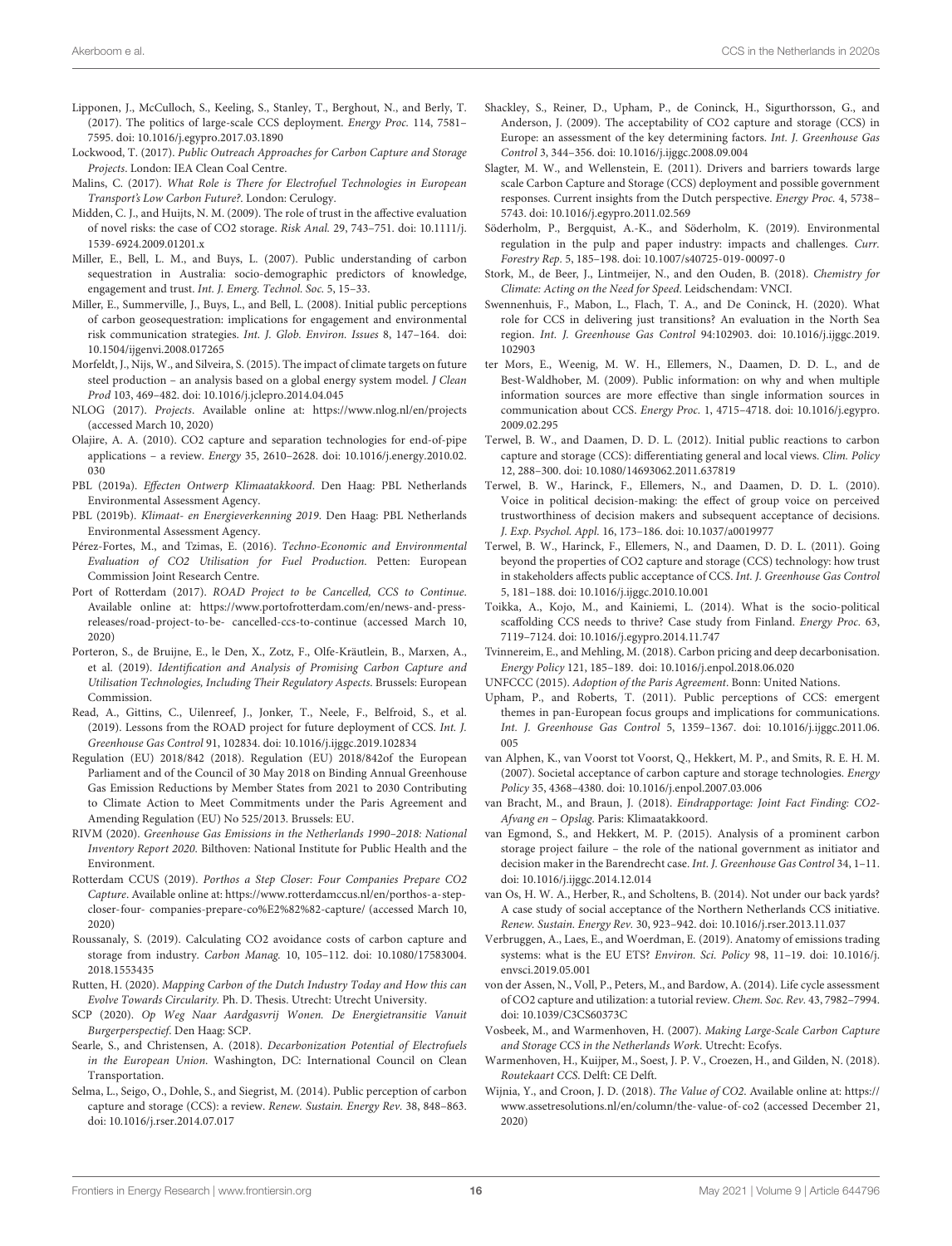Lipponen, J., McCulloch, S., Keeling, S., Stanley, T., Berghout, N., and Berly, T. (2017). The politics of large-scale CCS deployment. *Energy Proc.* 114, 7581–7595. doi: 10.1016/j.egypro.2017.03.1890

Lockwood, T. (2017). *Public Outreach Approaches for Carbon Capture and Storage Projects*. London: IEA Clean Coal Centre.

Malins, C. (2017). *What Role is There for Electrofuel Technologies in European Transport's Low Carbon Future?*. London: Cerulogy.

Midden, C. J., and Huijts, N. M. (2009). The role of trust in the affective evaluation of novel risks: the case of CO2 storage. *Risk Anal.* 29, 743–751. doi: 10.1111/j.1539-6924.2009.01201.x

Miller, E., Bell, L. M., and Buys, L. (2007). Public understanding of carbon sequestration in Australia: socio-demographic predictors of knowledge, engagement and trust. *Int. J. Emerg. Technol. Soc.* 5, 15–33.

Miller, E., Summerville, J., Buys, L., and Bell, L. (2008). Initial public perceptions of carbon geosequestration: implications for engagement and environmental risk communication strategies. *Int. J. Glob. Environ. Issues* 8, 147–164. doi: 10.1504/ijgenvi.2008.017265

Morfeldt, J., Nijs, W., and Silveira, S. (2015). The impact of climate targets on future steel production – an analysis based on a global energy system model. *J Clean Prod* 103, 469–482. doi: 10.1016/j.jclepro.2014.04.045

NLOG (2017). *Projects*. Available online at: https://www.nlog.nl/en/projects (accessed March 10, 2020)

Olajire, A. A. (2010). CO2 capture and separation technologies for end-of-pipe applications – a review. *Energy* 35, 2610–2628. doi: 10.1016/j.energy.2010.02.030

PBL (2019a). *Effecten Ontwerp Klimaatakkoord*. Den Haag: PBL Netherlands Environmental Assessment Agency.

PBL (2019b). *Klimaat- en Energieverkenning 2019*. Den Haag: PBL Netherlands Environmental Assessment Agency.

Pérez-Fortes, M., and Tzimas, E. (2016). *Techno-Economic and Environmental Evaluation of CO2 Utilisation for Fuel Production*. Petten: European Commission Joint Research Centre.

Port of Rotterdam (2017). *ROAD Project to be Cancelled, CCS to Continue*. Available online at: https://www.portofrotterdam.com/en/news-and-press-releases/road-project-to-be- cancelled-ccs-to-continue (accessed March 10, 2020)

Porteron, S., de Bruijne, E., le Den, X., Zotz, F., Olfe-Kräutlein, B., Marxen, A., et al. (2019). *Identification and Analysis of Promising Carbon Capture and Utilisation Technologies, Including Their Regulatory Aspects*. Brussels: European Commission.

Read, A., Gittins, C., Uilenreef, J., Jonker, T., Neele, F., Belfroid, S., et al. (2019). Lessons from the ROAD project for future deployment of CCS. *Int. J. Greenhouse Gas Control* 91, 102834. doi: 10.1016/j.ijggc.2019.102834

Regulation (EU) 2018/842 (2018). Regulation (EU) 2018/842of the European Parliament and of the Council of 30 May 2018 on Binding Annual Greenhouse Gas Emission Reductions by Member States from 2021 to 2030 Contributing to Climate Action to Meet Commitments under the Paris Agreement and Amending Regulation (EU) No 525/2013. Brussels: EU.

RIVM (2020). *Greenhouse Gas Emissions in the Netherlands 1990–2018: National Inventory Report 2020*. Bilthoven: National Institute for Public Health and the Environment.

Rotterdam CCUS (2019). *Porthos a Step Closer: Four Companies Prepare CO2 Capture*. Available online at: https://www.rotterdamccus.nl/en/porthos-a-step-closer-four- companies-prepare-co%E2%82%82-capture/ (accessed March 10, 2020)

Roussanaly, S. (2019). Calculating CO2 avoidance costs of carbon capture and storage from industry. *Carbon Manag.* 10, 105–112. doi: 10.1080/17583004.2018.1553435

Rutten, H. (2020). *Mapping Carbon of the Dutch Industry Today and How this can Evolve Towards Circularity*. Ph. D. Thesis. Utrecht: Utrecht University.

SCP (2020). *Op Weg Naar Aardgasvrij Wonen. De Energietransitie Vanuit Burgerperspectief*. Den Haag: SCP.

Searle, S., and Christensen, A. (2018). *Decarbonization Potential of Electrofuels in the European Union*. Washington, DC: International Council on Clean Transportation.

Selma, L., Seigo, O., Dohle, S., and Siegrist, M. (2014). Public perception of carbon capture and storage (CCS): a review. *Renew. Sustain. Energy Rev.* 38, 848–863. doi: 10.1016/j.rser.2014.07.017

Shackley, S., Reiner, D., Upham, P., de Coninck, H., Sigurthorsson, G., and Anderson, J. (2009). The acceptability of CO2 capture and storage (CCS) in Europe: an assessment of the key determining factors. *Int. J. Greenhouse Gas Control* 3, 344–356. doi: 10.1016/j.ijggc.2008.09.004

Slagter, M. W., and Wellenstein, E. (2011). Drivers and barriers towards large scale Carbon Capture and Storage (CCS) deployment and possible government responses. Current insights from the Dutch perspective. *Energy Proc.* 4, 5738–5743. doi: 10.1016/j.egypro.2011.02.569

Söderholm, P., Bergquist, A.-K., and Söderholm, K. (2019). Environmental regulation in the pulp and paper industry: impacts and challenges. *Curr. Forestry Rep.* 5, 185–198. doi: 10.1007/s40725-019-00097-0

Stork, M., de Beer, J., Lintmeijer, N., and den Ouden, B. (2018). *Chemistry for Climate: Acting on the Need for Speed*. Leidschendam: VNCI.

Swennenhuis, F., Mabon, L., Flach, T. A., and De Coninck, H. (2020). What role for CCS in delivering just transitions? An evaluation in the North Sea region. *Int. J. Greenhouse Gas Control* 94:102903. doi: 10.1016/j.ijggc.2019.102903

ter Mors, E., Weenig, M. W. H., Ellemers, N., Daamen, D. D. L., and de Best-Waldhober, M. (2009). Public information: on why and when multiple information sources are more effective than single information sources in communication about CCS. *Energy Proc.* 1, 4715–4718. doi: 10.1016/j.egypro.2009.02.295

Terwel, B. W., and Daamen, D. D. L. (2012). Initial public reactions to carbon capture and storage (CCS): differentiating general and local views. *Clim. Policy* 12, 288–300. doi: 10.1080/14693062.2011.637819

Terwel, B. W., Harinck, F., Ellemers, N., and Daamen, D. D. L. (2010). Voice in political decision-making: the effect of group voice on perceived trustworthiness of decision makers and subsequent acceptance of decisions. *J. Exp. Psychol. Appl.* 16, 173–186. doi: 10.1037/a0019977

Terwel, B. W., Harinck, F., Ellemers, N., and Daamen, D. D. L. (2011). Going beyond the properties of CO2 capture and storage (CCS) technology: how trust in stakeholders affects public acceptance of CCS. *Int. J. Greenhouse Gas Control* 5, 181–188. doi: 10.1016/j.ijggc.2010.10.001

Toikka, A., Kojo, M., and Kainiemi, L. (2014). What is the socio-political scaffolding CCS needs to thrive? Case study from Finland. *Energy Proc.* 63, 7119–7124. doi: 10.1016/j.egypro.2014.11.747

Tvinnereim, E., and Mehling, M. (2018). Carbon pricing and deep decarbonisation. *Energy Policy* 121, 185–189. doi: 10.1016/j.enpol.2018.06.020

UNFCCC (2015). *Adoption of the Paris Agreement*. Bonn: United Nations.

Upham, P., and Roberts, T. (2011). Public perceptions of CCS: emergent themes in pan-European focus groups and implications for communications. *Int. J. Greenhouse Gas Control* 5, 1359–1367. doi: 10.1016/j.ijggc.2011.06.005

van Alphen, K., van Voorst tot Voorst, Q., Hekkert, M. P., and Smits, R. E. H. M. (2007). Societal acceptance of carbon capture and storage technologies. *Energy Policy* 35, 4368–4380. doi: 10.1016/j.enpol.2007.03.006

van Bracht, M., and Braun, J. (2018). *Eindrapportage: Joint Fact Finding: CO2-Afvang en – Opslag*. Paris: Klimaatakkoord.

van Egmond, S., and Hekkert, M. P. (2015). Analysis of a prominent carbon storage project failure – the role of the national government as initiator and decision maker in the Barendrecht case. *Int. J. Greenhouse Gas Control* 34, 1–11. doi: 10.1016/j.ijggc.2014.12.014

van Os, H. W. A., Herber, R., and Scholtens, B. (2014). Not under our back yards? A case study of social acceptance of the Northern Netherlands CCS initiative. *Renew. Sustain. Energy Rev.* 30, 923–942. doi: 10.1016/j.rser.2013.11.037

Verbruggen, A., Laes, E., and Woerdman, E. (2019). Anatomy of emissions trading systems: what is the EU ETS? *Environ. Sci. Policy* 98, 11–19. doi: 10.1016/j.envsci.2019.05.001

von der Assen, N., Voll, P., Peters, M., and Bardow, A. (2014). Life cycle assessment of CO2 capture and utilization: a tutorial review. *Chem. Soc. Rev.* 43, 7982–7994. doi: 10.1039/C3CS60373C

Vosbeek, M., and Warmenhoven, H. (2007). *Making Large-Scale Carbon Capture and Storage CCS in the Netherlands Work*. Utrecht: Ecofys.

Warmenhoven, H., Kuijper, M., Soest, J. P. V., Croezen, H., and Gilden, N. (2018). *Routekaart CCS*. Delft: CE Delft.

Wijnia, Y., and Croon, J. D. (2018). *The Value of CO2*. Available online at: https://www.assetresolutions.nl/en/column/the-value-of-co2 (accessed December 21, 2020)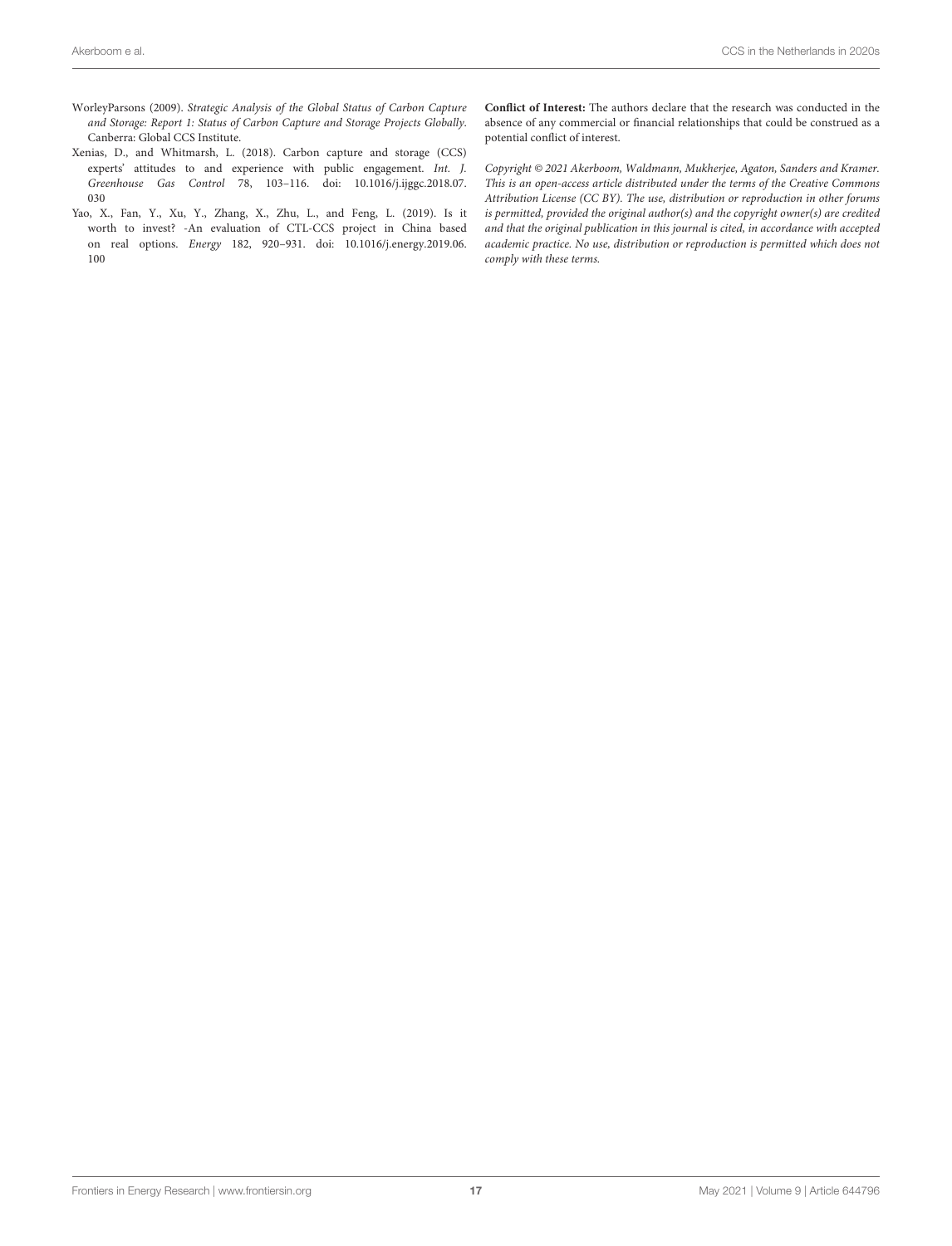WorleyParsons (2009). *Strategic Analysis of the Global Status of Carbon Capture and Storage: Report 1: Status of Carbon Capture and Storage Projects Globally*. Canberra: Global CCS Institute.

Xenias, D., and Whitmarsh, L. (2018). Carbon capture and storage (CCS) experts' attitudes to and experience with public engagement. *Int. J. Greenhouse Gas Control* 78, 103–116. doi: 10.1016/j.ijggc.2018.07.030

Yao, X., Fan, Y., Xu, Y., Zhang, X., Zhu, L., and Feng, L. (2019). Is it worth to invest? -An evaluation of CTL-CCS project in China based on real options. *Energy* 182, 920–931. doi: 10.1016/j.energy.2019.06.100

**Conflict of Interest:** The authors declare that the research was conducted in the absence of any commercial or financial relationships that could be construed as a potential conflict of interest.

*Copyright © 2021 Akerboom, Waldmann, Mukherjee, Agaton, Sanders and Kramer. This is an open-access article distributed under the terms of the Creative Commons Attribution License (CC BY). The use, distribution or reproduction in other forums is permitted, provided the original author(s) and the copyright owner(s) are credited and that the original publication in this journal is cited, in accordance with accepted academic practice. No use, distribution or reproduction is permitted which does not comply with these terms.*